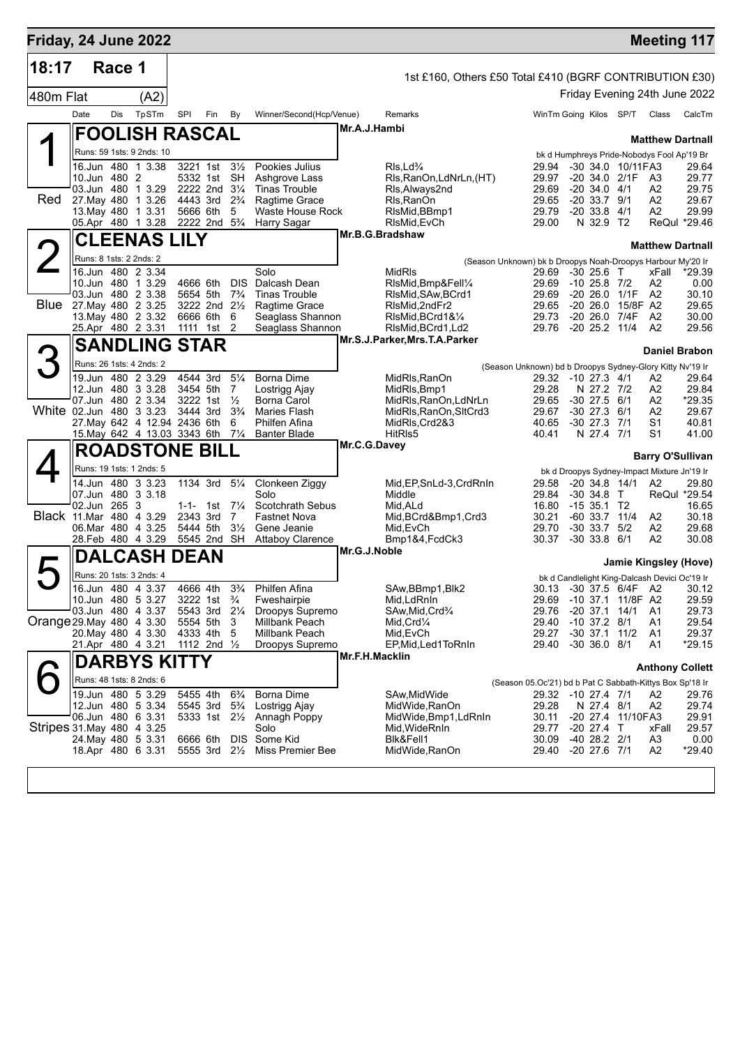# Friday, 24 June 2022

**Meeting 117**

## 18:17 Race 1

1st £160, Others £50 Total £410 (BGRF CONTRIBUTION £30)

480m Flat (A2)

Friday Evening 24th June 2022

| Date | Dis | TpSTm | SPI | Fin | By | Winner/Second(Hcp/Venue) | Remarks | WinTm | Going | Kilos | SP/T | Class | CalcTm |
|---|---|---|---|---|---|---|---|---|---|---|---|---|---|

### 1 FOOLISH RASCAL — Red

Mr.A.J.Hambi — **Matthew Dartnall**

Runs: 59 1sts: 9 2nds: 10 — bk d Humphreys Pride-Nobodys Fool Ap'19 Br

| Date | Dis | TpSTm | SPI | Fin | By | Winner/Second(Hcp/Venue) | Remarks | WinTm | Going | Kilos | SP/T | Class | CalcTm |
|---|---|---|---|---|---|---|---|---|---|---|---|---|---|
| 16.Jun | 480 | 1 3.38 | 3221 | 1st | 3½ | Pookies Julius | Rls,Ld¾ | 29.94 | -30 | 34.0 | 10/11F | A3 | 29.64 |
| 10.Jun | 480 | 2 | 5332 | 1st | SH | Ashgrove Lass | Rls,RanOn,LdNrLn,(HT) | 29.97 | -20 | 34.0 | 2/1F | A3 | 29.77 |
| 03.Jun | 480 | 1 3.29 | 2222 | 2nd | 3¼ | Tinas Trouble | Rls,Always2nd | 29.69 | -20 | 34.0 | 4/1 | A2 | 29.75 |
| 27.May | 480 | 1 3.26 | 4443 | 3rd | 2¾ | Ragtime Grace | Rls,RanOn | 29.65 | -20 | 33.7 | 9/1 | A2 | 29.67 |
| 13.May | 480 | 1 3.31 | 5666 | 6th | 5 | Waste House Rock | RlsMid,BBmp1 | 29.79 | -20 | 33.8 | 4/1 | A2 | 29.99 |
| 05.Apr | 480 | 1 3.28 | 2222 | 2nd | 5¾ | Harry Sagar | RlsMid,EvCh | 29.00 | N | 32.9 | T2 | ReQul | *29.46 |

### 2 CLEENAS LILY — Blue

Mr.B.G.Bradshaw — **Matthew Dartnall**

Runs: 8 1sts: 2 2nds: 2 — (Season Unknown) bk b Droopys Noah-Droopys Harbour My'20 Ir

| Date | Dis | TpSTm | SPI | Fin | By | Winner/Second(Hcp/Venue) | Remarks | WinTm | Going | Kilos | SP/T | Class | CalcTm |
|---|---|---|---|---|---|---|---|---|---|---|---|---|---|
| 16.Jun | 480 | 2 3.34 | | | | Solo | MidRls | 29.69 | -30 | 25.6 | T | xFall | *29.39 |
| 10.Jun | 480 | 1 3.29 | 4666 | 6th | DIS | Dalcash Dean | RlsMid,Bmp&Fell¼ | 29.69 | -10 | 25.8 | 7/2 | A2 | 0.00 |
| 03.Jun | 480 | 2 3.38 | 5654 | 5th | 7¾ | Tinas Trouble | RlsMid,SAw,BCrd1 | 29.69 | -20 | 26.0 | 1/1F | A2 | 30.10 |
| 27.May | 480 | 2 3.25 | 3222 | 2nd | 2½ | Ragtime Grace | RlsMid,2ndFr2 | 29.65 | -20 | 26.0 | 15/8F | A2 | 29.65 |
| 13.May | 480 | 2 3.32 | 6666 | 6th | 6 | Seaglass Shannon | RlsMid,BCrd1&¼ | 29.73 | -20 | 26.0 | 7/4F | A2 | 30.00 |
| 25.Apr | 480 | 2 3.31 | 1111 | 1st | 2 | Seaglass Shannon | RlsMid,BCrd1,Ld2 | 29.76 | -20 | 25.2 | 11/4 | A2 | 29.56 |

### 3 SANDLING STAR — White

Mr.S.J.Parker,Mrs.T.A.Parker — **Daniel Brabon**

Runs: 26 1sts: 4 2nds: 2 — (Season Unknown) bd b Droopys Sydney-Glory Kitty Nv'19 Ir

| Date | Dis | TpSTm | SPI | Fin | By | Winner/Second(Hcp/Venue) | Remarks | WinTm | Going | Kilos | SP/T | Class | CalcTm |
|---|---|---|---|---|---|---|---|---|---|---|---|---|---|
| 19.Jun | 480 | 2 3.29 | 4544 | 3rd | 5¼ | Borna Dime | MidRls,RanOn | 29.32 | -10 | 27.3 | 4/1 | A2 | 29.64 |
| 12.Jun | 480 | 3 3.28 | 3454 | 5th | 7 | Lostrigg Ajay | MidRls,Bmp1 | 29.28 | N | 27.2 | 7/2 | A2 | 29.84 |
| 07.Jun | 480 | 2 3.34 | 3222 | 1st | ½ | Borna Carol | MidRls,RanOn,LdNrLn | 29.65 | -30 | 27.5 | 6/1 | A2 | *29.35 |
| 02.Jun | 480 | 3 3.23 | 3444 | 3rd | 3¾ | Maries Flash | MidRls,RanOn,SltCrd3 | 29.67 | -30 | 27.3 | 6/1 | A2 | 29.67 |
| 27.May | 642 | 4 12.94 | 2436 | 6th | 6 | Philfen Afina | MidRls,Crd2&3 | 40.65 | -30 | 27.3 | 7/1 | S1 | 40.81 |
| 15.May | 642 | 4 13.03 | 3343 | 6th | 7¼ | Banter Blade | HitRls5 | 40.41 | N | 27.4 | 7/1 | S1 | 41.00 |

### 4 ROADSTONE BILL — Black

Mr.C.G.Davey — **Barry O'Sullivan**

Runs: 19 1sts: 1 2nds: 5 — bk d Droopys Sydney-Impact Mixture Jn'19 Ir

| Date | Dis | TpSTm | SPI | Fin | By | Winner/Second(Hcp/Venue) | Remarks | WinTm | Going | Kilos | SP/T | Class | CalcTm |
|---|---|---|---|---|---|---|---|---|---|---|---|---|---|
| 14.Jun | 480 | 3 3.23 | 1134 | 3rd | 5¼ | Clonkeen Ziggy | Mid,EP,SnLd-3,CrdRnIn | 29.58 | -20 | 34.8 | 14/1 | A2 | 29.80 |
| 07.Jun | 480 | 3 3.18 | | | | Solo | Middle | 29.84 | -30 | 34.8 | T | ReQul | *29.54 |
| 02.Jun | 265 | 3 | 1-1- | 1st | 7¼ | Scotchrath Sebus | Mid,ALd | 16.80 | -15 | 35.1 | T2 | | 16.65 |
| 11.Mar | 480 | 4 3.29 | 2343 | 3rd | 7 | Fastnet Nova | Mid,BCrd&Bmp1,Crd3 | 30.21 | -60 | 33.7 | 11/4 | A2 | 30.18 |
| 06.Mar | 480 | 4 3.25 | 5444 | 5th | 3½ | Gene Jeanie | Mid,EvCh | 29.70 | -30 | 33.7 | 5/2 | A2 | 29.68 |
| 28.Feb | 480 | 4 3.29 | 5545 | 2nd | SH | Attaboy Clarence | Bmp1&4,FcdCk3 | 30.37 | -30 | 33.8 | 6/1 | A2 | 30.08 |

### 5 DALCASH DEAN — Orange

Mr.G.J.Noble — **Jamie Kingsley (Hove)**

Runs: 20 1sts: 3 2nds: 4 — bk d Candlelight King-Dalcash Devici Oc'19 Ir

| Date | Dis | TpSTm | SPI | Fin | By | Winner/Second(Hcp/Venue) | Remarks | WinTm | Going | Kilos | SP/T | Class | CalcTm |
|---|---|---|---|---|---|---|---|---|---|---|---|---|---|
| 16.Jun | 480 | 4 3.37 | 4666 | 4th | 3¾ | Philfen Afina | SAw,BBmp1,Blk2 | 30.13 | -30 | 37.5 | 6/4F | A2 | 30.12 |
| 10.Jun | 480 | 5 3.27 | 3222 | 1st | ¾ | Fweshairpie | Mid,LdRnIn | 29.69 | -10 | 37.1 | 11/8F | A2 | 29.59 |
| 03.Jun | 480 | 4 3.37 | 5543 | 3rd | 2¼ | Droopys Supremo | SAw,Mid,Crd¾ | 29.76 | -20 | 37.1 | 14/1 | A1 | 29.73 |
| 29.May | 480 | 4 3.30 | 5554 | 5th | 3 | Millbank Peach | Mid,Crd¼ | 29.40 | -10 | 37.2 | 8/1 | A1 | 29.54 |
| 20.May | 480 | 4 3.30 | 4333 | 4th | 5 | Millbank Peach | Mid,EvCh | 29.27 | -30 | 37.1 | 11/2 | A1 | 29.37 |
| 21.Apr | 480 | 4 3.21 | 1112 | 2nd | ½ | Droopys Supremo | EP,Mid,Led1ToRnIn | 29.40 | -30 | 36.0 | 8/1 | A1 | *29.15 |

### 6 DARBYS KITTY — Stripes

Mr.F.H.Macklin — **Anthony Collett**

Runs: 48 1sts: 8 2nds: 6 — (Season 05.Oc'21) bd b Pat C Sabbath-Kittys Box Sp'18 Ir

| Date | Dis | TpSTm | SPI | Fin | By | Winner/Second(Hcp/Venue) | Remarks | WinTm | Going | Kilos | SP/T | Class | CalcTm |
|---|---|---|---|---|---|---|---|---|---|---|---|---|---|
| 19.Jun | 480 | 5 3.29 | 5455 | 4th | 6¾ | Borna Dime | SAw,MidWide | 29.32 | -10 | 27.4 | 7/1 | A2 | 29.76 |
| 12.Jun | 480 | 5 3.34 | 5545 | 3rd | 5¾ | Lostrigg Ajay | MidWide,RanOn | 29.28 | N | 27.4 | 8/1 | A2 | 29.74 |
| 06.Jun | 480 | 6 3.31 | 5333 | 1st | 2½ | Annagh Poppy | MidWide,Bmp1,LdRnIn | 30.11 | -20 | 27.4 | 11/10F | A3 | 29.91 |
| 31.May | 480 | 4 3.25 | | | | Solo | Mid,WideRnIn | 29.77 | -20 | 27.4 | T | xFall | 29.57 |
| 24.May | 480 | 5 3.31 | 6666 | 6th | DIS | Some Kid | Blk&Fell1 | 30.09 | -40 | 28.2 | 2/1 | A3 | 0.00 |
| 18.Apr | 480 | 6 3.31 | 5555 | 3rd | 2½ | Miss Premier Bee | MidWide,RanOn | 29.40 | -20 | 27.6 | 7/1 | A2 | *29.40 |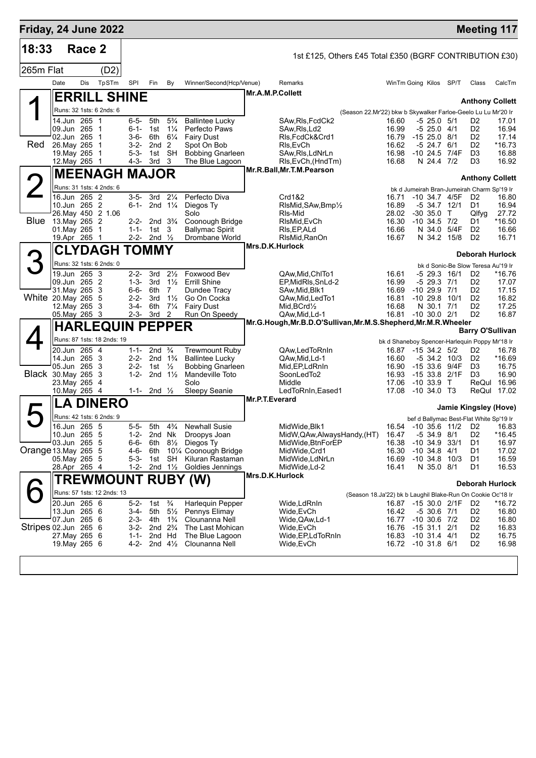## Friday, 24 June 2022 — Meeting 117

**18:33 Race 2** — 1st £125, Others £45 Total £350 (BGRF CONTRIBUTION £30)

265m Flat (D2)

| Date | Dis | TpSTm | SPI | Fin | By | Winner/Second(Hcp/Venue) | Remarks | WinTm | Going | Kilos | SP/T | Class | CalcTm |
|---|---|---|---|---|---|---|---|---|---|---|---|---|---|

### 1 — ERRILL SHINE (Red)
Mr.A.M.P.Collett — Anthony Collett

Runs: 32 1sts: 6 2nds: 6 — (Season 22.Mr'22) bkw b Skywalker Farloe-Geelo Lu Lu Mr'20 Ir

| Date | Dis | TpSTm | SPI | Fin | By | Winner/Second(Hcp/Venue) | Remarks | WinTm | Going | Kilos | SP/T | Class | CalcTm |
|---|---|---|---|---|---|---|---|---|---|---|---|---|---|
| 14.Jun | 265 | 1 | 6-5- | 5th | 5¾ | Ballintee Lucky | SAw,Rls,FcdCk2 | 16.60 | -5 | 25.0 | 5/1 | D2 | 17.01 |
| 09.Jun | 265 | 1 | 6-1- | 1st | 1¼ | Perfecto Paws | SAw,Rls,Ld2 | 16.99 | -5 | 25.0 | 4/1 | D2 | 16.94 |
| 02.Jun | 265 | 1 | 3-6- | 6th | 6¼ | Fairy Dust | Rls,FcdCk&Crd1 | 16.79 | -15 | 25.0 | 8/1 | D2 | 17.14 |
| 26.May | 265 | 1 | 3-2- | 2nd | 2 | Spot On Bob | Rls,EvCh | 16.62 | -5 | 24.7 | 6/1 | D2 | *16.73 |
| 19.May | 265 | 1 | 5-3- | 1st | SH | Bobbing Gnarleen | SAw,Rls,LdNrLn | 16.98 | -10 | 24.5 | 7/4F | D3 | 16.88 |
| 12.May | 265 | 1 | 4-3- | 3rd | 3 | The Blue Lagoon | Rls,EvCh,(HndTm) | 16.68 | N | 24.4 | 7/2 | D3 | 16.92 |

### 2 — MEENAGH MAJOR (Blue)
Mr.R.Ball,Mr.T.M.Pearson — Anthony Collett

Runs: 31 1sts: 4 2nds: 6 — bk d Jumeirah Bran-Jumeirah Charm Sp'19 Ir

| Date | Dis | TpSTm | SPI | Fin | By | Winner/Second(Hcp/Venue) | Remarks | WinTm | Going | Kilos | SP/T | Class | CalcTm |
|---|---|---|---|---|---|---|---|---|---|---|---|---|---|
| 16.Jun | 265 | 2 | 3-5- | 3rd | 2¼ | Perfecto Diva | Crd1&2 | 16.71 | -10 | 34.7 | 4/5F | D2 | 16.80 |
| 10.Jun | 265 | 2 | 6-1- | 2nd | 1¼ | Diegos Ty | RlsMid,SAw,Bmp½ | 16.89 | -5 | 34.7 | 12/1 | D1 | 16.94 |
| 26.May | 450 | 2 1.06 | | | | Solo | Rls-Mid | 28.02 | -30 | 35.0 | T | Qlfyg | 27.72 |
| 13.May | 265 | 2 | 2-2- | 2nd | 3¾ | Coonough Bridge | RlsMid,EvCh | 16.30 | -10 | 34.5 | 7/2 | D1 | *16.50 |
| 01.May | 265 | 1 | 1-1- | 1st | 3 | Ballymac Spirit | Rls,EP,ALd | 16.66 | N | 34.0 | 5/4F | D2 | 16.66 |
| 19.Apr | 265 | 1 | 2-2- | 2nd | ½ | Drombane World | RlsMid,RanOn | 16.67 | N | 34.2 | 15/8 | D2 | 16.71 |

### 3 — CLYDAGH TOMMY (White)
Mrs.D.K.Hurlock — Deborah Hurlock

Runs: 32 1sts: 6 2nds: 0 — bk d Sonic-Be Slow Teresa Au'19 Ir

| Date | Dis | TpSTm | SPI | Fin | By | Winner/Second(Hcp/Venue) | Remarks | WinTm | Going | Kilos | SP/T | Class | CalcTm |
|---|---|---|---|---|---|---|---|---|---|---|---|---|---|
| 19.Jun | 265 | 3 | 2-2- | 3rd | 2½ | Foxwood Bev | QAw,Mid,ChlTo1 | 16.61 | -5 | 29.3 | 16/1 | D2 | *16.76 |
| 09.Jun | 265 | 2 | 1-3- | 3rd | 1½ | Errill Shine | EP,MidRls,SnLd-2 | 16.99 | -5 | 29.3 | 7/1 | D2 | 17.07 |
| 31.May | 265 | 3 | 6-6- | 6th | 7 | Dundee Tracy | SAw,Mid,Blk1 | 16.69 | -10 | 29.9 | 7/1 | D2 | 17.15 |
| 20.May | 265 | 5 | 2-2- | 3rd | 1½ | Go On Cocka | QAw,Mid,LedTo1 | 16.81 | -10 | 29.8 | 10/1 | D2 | 16.82 |
| 12.May | 265 | 3 | 3-4- | 6th | 7¼ | Fairy Dust | Mid,BCrd½ | 16.68 | N | 30.1 | 7/1 | D2 | 17.25 |
| 05.May | 265 | 3 | 2-3- | 3rd | 2 | Run On Speedy | QAw,Mid,Ld-1 | 16.81 | -10 | 30.0 | 2/1 | D2 | 16.87 |

### 4 — HARLEQUIN PEPPER (Black)
Mr.G.Hough,Mr.B.D.O'Sullivan,Mr.M.S.Shepherd,Mr.M.R.Wheeler — Barry O'Sullivan

Runs: 87 1sts: 18 2nds: 19 — bk d Shaneboy Spencer-Harlequin Poppy Mr'18 Ir

| Date | Dis | TpSTm | SPI | Fin | By | Winner/Second(Hcp/Venue) | Remarks | WinTm | Going | Kilos | SP/T | Class | CalcTm |
|---|---|---|---|---|---|---|---|---|---|---|---|---|---|
| 20.Jun | 265 | 4 | 1-1- | 2nd | ¾ | Trewmount Ruby | QAw,LedToRnIn | 16.87 | -15 | 34.2 | 5/2 | D2 | 16.78 |
| 14.Jun | 265 | 3 | 2-2- | 2nd | 1¾ | Ballintee Lucky | QAw,Mid,Ld-1 | 16.60 | -5 | 34.2 | 10/3 | D2 | *16.69 |
| 05.Jun | 265 | 3 | 2-2- | 1st | ½ | Bobbing Gnarleen | Mid,EP,LdRnIn | 16.90 | -15 | 33.6 | 9/4F | D3 | 16.75 |
| 30.May | 265 | 3 | 1-2- | 2nd | 1½ | Mandeville Toto | SoonLedTo2 | 16.93 | -15 | 33.8 | 2/1F | D3 | 16.90 |
| 23.May | 265 | 4 | | | | Solo | Middle | 17.06 | -10 | 33.9 | T | ReQul | 16.96 |
| 10.May | 265 | 4 | 1-1- | 2nd | ½ | Sleepy Seanie | LedToRnIn,Eased1 | 17.08 | -10 | 34.0 | T3 | ReQul | 17.02 |

### 5 — LA DINERO (Orange)
Mr.P.T.Everard — Jamie Kingsley (Hove)

Runs: 42 1sts: 6 2nds: 9 — bef d Ballymac Best-Flat White Sp'19 Ir

| Date | Dis | TpSTm | SPI | Fin | By | Winner/Second(Hcp/Venue) | Remarks | WinTm | Going | Kilos | SP/T | Class | CalcTm |
|---|---|---|---|---|---|---|---|---|---|---|---|---|---|
| 16.Jun | 265 | 5 | 5-5- | 5th | 4¾ | Newhall Susie | MidWide,Blk1 | 16.54 | -10 | 35.6 | 11/2 | D2 | 16.83 |
| 10.Jun | 265 | 5 | 1-2- | 2nd | Nk | Droopys Joan | MidW,QAw,AlwaysHandy,(HT) | 16.47 | -5 | 34.9 | 8/1 | D2 | *16.45 |
| 03.Jun | 265 | 5 | 6-6- | 6th | 8½ | Diegos Ty | MidWide,BtnForEP | 16.38 | -10 | 34.9 | 33/1 | D1 | 16.97 |
| 13.May | 265 | 5 | 4-6- | 6th | 10¼ | Coonough Bridge | MidWide,Crd1 | 16.30 | -10 | 34.8 | 4/1 | D1 | 17.02 |
| 05.May | 265 | 5 | 5-3- | 1st | SH | Kiluran Rastaman | MidWide,LdNrLn | 16.69 | -10 | 34.8 | 10/3 | D1 | 16.59 |
| 28.Apr | 265 | 4 | 1-2- | 2nd | 1½ | Goldies Jennings | MidWide,Ld-2 | 16.41 | N | 35.0 | 8/1 | D1 | 16.53 |

### 6 — TREWMOUNT RUBY (W) (Stripes)
Mrs.D.K.Hurlock — Deborah Hurlock

Runs: 57 1sts: 12 2nds: 13 — (Season 18.Ja'22) bk b Laughil Blake-Run On Cookie Oc'18 Ir

| Date | Dis | TpSTm | SPI | Fin | By | Winner/Second(Hcp/Venue) | Remarks | WinTm | Going | Kilos | SP/T | Class | CalcTm |
|---|---|---|---|---|---|---|---|---|---|---|---|---|---|
| 20.Jun | 265 | 6 | 5-2- | 1st | ¾ | Harlequin Pepper | Wide,LdRnIn | 16.87 | -15 | 30.0 | 2/1F | D2 | *16.72 |
| 13.Jun | 265 | 6 | 3-4- | 5th | 5½ | Pennys Elimay | Wide,EvCh | 16.42 | -5 | 30.6 | 7/1 | D2 | 16.80 |
| 07.Jun | 265 | 6 | 2-3- | 4th | 1¾ | Clounanna Nell | Wide,QAw,Ld-1 | 16.77 | -10 | 30.6 | 7/2 | D2 | 16.80 |
| 02.Jun | 265 | 6 | 3-2- | 2nd | 2¾ | The Last Mohican | Wide,EvCh | 16.76 | -15 | 31.1 | 2/1 | D2 | 16.83 |
| 27.May | 265 | 6 | 1-1- | 2nd | Hd | The Blue Lagoon | Wide,EP,LdToRnIn | 16.83 | -10 | 31.4 | 4/1 | D2 | 16.75 |
| 19.May | 265 | 6 | 4-2- | 2nd | 4½ | Clounanna Nell | Wide,EvCh | 16.72 | -10 | 31.8 | 6/1 | D2 | 16.98 |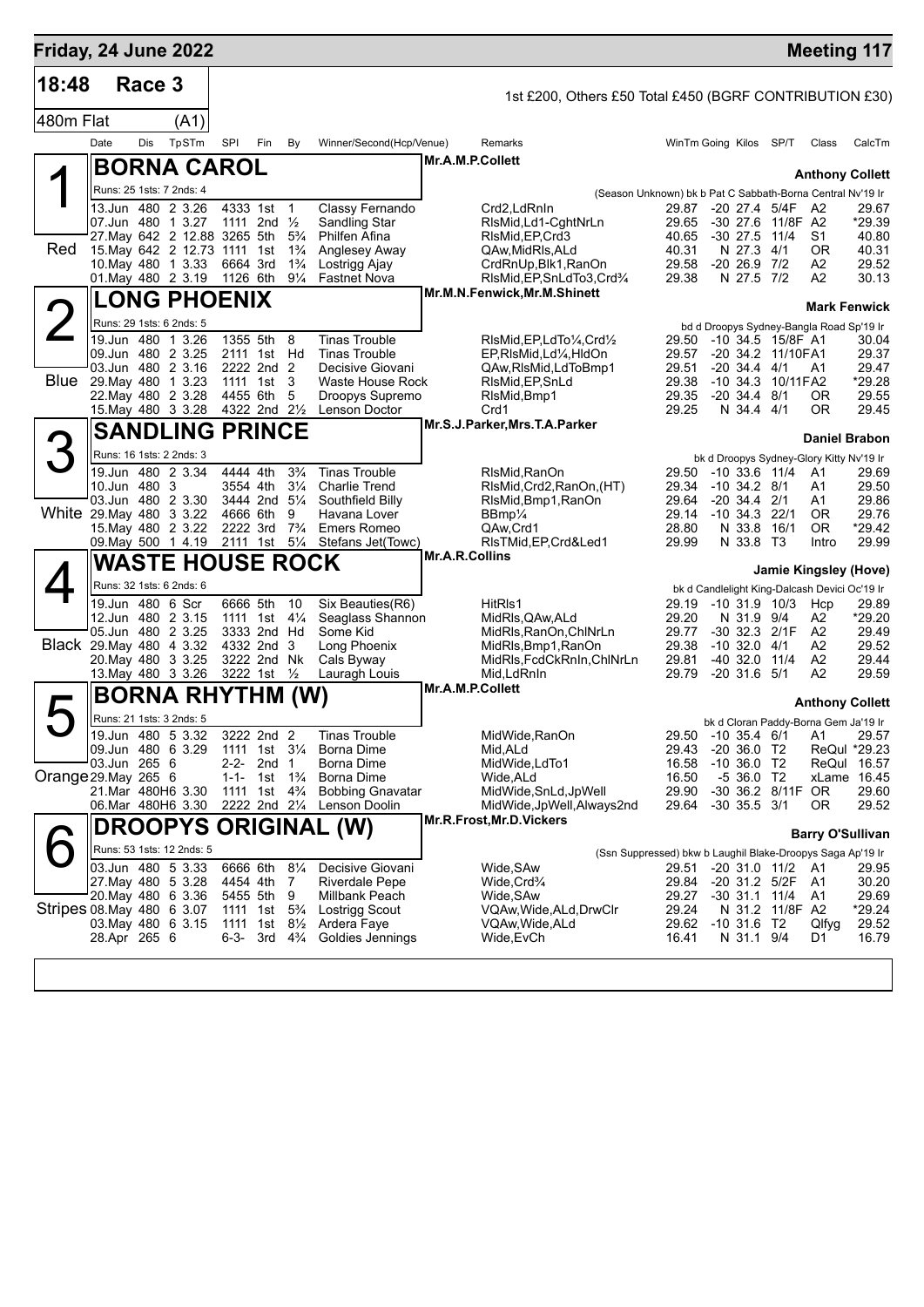## Friday, 24 June 2022 — Meeting 117

**18:48 Race 3** — 1st £200, Others £50 Total £450 (BGRF CONTRIBUTION £30)

**480m Flat (A1)**

| Date | Dis | TpSTm | SPI | Fin | By | Winner/Second(Hcp/Venue) | Remarks | WinTm | Going | Kilos | SP/T | Class | CalcTm |
|---|---|---|---|---|---|---|---|---|---|---|---|---|---|

### 1 (Red) BORNA CAROL — Mr.A.M.P.Collett — Anthony Collett

Runs: 25 1sts: 7 2nds: 4 — (Season Unknown) bk b Pat C Sabbath-Borna Central Nv'19 Ir

| Date | Dis | TpSTm | SPI | Fin | By | Winner/Second(Hcp/Venue) | Remarks | WinTm | Going | Kilos | SP/T | Class | CalcTm |
|---|---|---|---|---|---|---|---|---|---|---|---|---|---|
| 13.Jun | 480 | 2 3.26 | 4333 | 1st | 1 | Classy Fernando | Crd2,LdRnIn | 29.87 | -20 | 27.4 | 5/4F | A2 | 29.67 |
| 07.Jun | 480 | 1 3.27 | 1111 | 2nd | ½ | Sandling Star | RlsMid,Ld1-CghtNrLn | 29.65 | -30 | 27.6 | 11/8F | A2 | *29.39 |
| 27.May | 642 | 2 12.88 | 3265 | 5th | 5¾ | Philfen Afina | RlsMid,EP,Crd3 | 40.65 | -30 | 27.5 | 11/4 | S1 | 40.80 |
| 15.May | 642 | 2 12.73 | 1111 | 1st | 1¾ | Anglesey Away | QAw,MidRls,ALd | 40.31 | N | 27.3 | 4/1 | OR | 40.31 |
| 10.May | 480 | 1 3.33 | 6664 | 3rd | 1¾ | Lostrigg Ajay | CrdRnUp,Blk1,RanOn | 29.58 | -20 | 26.9 | 7/2 | A2 | 29.52 |
| 01.May | 480 | 2 3.19 | 1126 | 6th | 9¼ | Fastnet Nova | RlsMid,EP,SnLdTo3,Crd¾ | 29.38 | N | 27.5 | 7/2 | A2 | 30.13 |

### 2 (Blue) LONG PHOENIX — Mr.M.N.Fenwick,Mr.M.Shinett — Mark Fenwick

Runs: 29 1sts: 6 2nds: 5 — bd d Droopys Sydney-Bangla Road Sp'19 Ir

| Date | Dis | TpSTm | SPI | Fin | By | Winner/Second(Hcp/Venue) | Remarks | WinTm | Going | Kilos | SP/T | Class | CalcTm |
|---|---|---|---|---|---|---|---|---|---|---|---|---|---|
| 19.Jun | 480 | 1 3.26 | 1355 | 5th | 8 | Tinas Trouble | RlsMid,EP,LdTo¼,Crd½ | 29.50 | -10 | 34.5 | 15/8F | A1 | 30.04 |
| 09.Jun | 480 | 2 3.25 | 2111 | 1st | Hd | Tinas Trouble | EP,RlsMid,Ld¼,HldOn | 29.57 | -20 | 34.2 | 11/10F | A1 | 29.37 |
| 03.Jun | 480 | 2 3.16 | 2222 | 2nd | 2 | Decisive Giovani | QAw,RlsMid,LdToBmp1 | 29.51 | -20 | 34.4 | 4/1 | A1 | 29.47 |
| 29.May | 480 | 1 3.23 | 1111 | 1st | 3 | Waste House Rock | RlsMid,EP,SnLd | 29.38 | -10 | 34.3 | 10/11F | A2 | *29.28 |
| 22.May | 480 | 2 3.28 | 4455 | 6th | 5 | Droopys Supremo | RlsMid,Bmp1 | 29.35 | -20 | 34.4 | 8/1 | OR | 29.55 |
| 15.May | 480 | 3 3.28 | 4322 | 2nd | 2½ | Lenson Doctor | Crd1 | 29.25 | N | 34.4 | 4/1 | OR | 29.45 |

### 3 (White) SANDLING PRINCE — Mr.S.J.Parker,Mrs.T.A.Parker — Daniel Brabon

Runs: 16 1sts: 2 2nds: 3 — bk d Droopys Sydney-Glory Kitty Nv'19 Ir

| Date | Dis | TpSTm | SPI | Fin | By | Winner/Second(Hcp/Venue) | Remarks | WinTm | Going | Kilos | SP/T | Class | CalcTm |
|---|---|---|---|---|---|---|---|---|---|---|---|---|---|
| 19.Jun | 480 | 2 3.34 | 4444 | 4th | 3¾ | Tinas Trouble | RlsMid,RanOn | 29.50 | -10 | 33.6 | 11/4 | A1 | 29.69 |
| 10.Jun | 480 | 3 | 3554 | 4th | 3¼ | Charlie Trend | RlsMid,Crd2,RanOn,(HT) | 29.34 | -10 | 34.2 | 8/1 | A1 | 29.50 |
| 03.Jun | 480 | 2 3.30 | 3444 | 2nd | 5¼ | Southfield Billy | RlsMid,Bmp1,RanOn | 29.64 | -20 | 34.4 | 2/1 | A1 | 29.86 |
| 29.May | 480 | 3 3.22 | 4666 | 6th | 9 | Havana Lover | BBmp¼ | 29.14 | -10 | 34.3 | 22/1 | OR | 29.76 |
| 15.May | 480 | 2 3.22 | 2222 | 3rd | 7¾ | Emers Romeo | QAw,Crd1 | 28.80 | N | 33.8 | 16/1 | OR | *29.42 |
| 09.May | 500 | 1 4.19 | 2111 | 1st | 5¼ | Stefans Jet(Towc) | RlsTMid,EP,Crd&Led1 | 29.99 | N | 33.8 | T3 | Intro | 29.99 |

### 4 (Black) WASTE HOUSE ROCK — Mr.A.R.Collins — Jamie Kingsley (Hove)

Runs: 32 1sts: 6 2nds: 6 — bk d Candlelight King-Dalcash Devici Oc'19 Ir

| Date | Dis | TpSTm | SPI | Fin | By | Winner/Second(Hcp/Venue) | Remarks | WinTm | Going | Kilos | SP/T | Class | CalcTm |
|---|---|---|---|---|---|---|---|---|---|---|---|---|---|
| 19.Jun | 480 | 6 Scr | 6666 | 5th | 10 | Six Beauties(R6) | HitRls1 | 29.19 | -10 | 31.9 | 10/3 | Hcp | 29.89 |
| 12.Jun | 480 | 2 3.15 | 1111 | 1st | 4¼ | Seaglass Shannon | MidRls,QAw,ALd | 29.20 | N | 31.9 | 9/4 | A2 | *29.20 |
| 05.Jun | 480 | 2 3.25 | 3333 | 2nd | Hd | Some Kid | MidRls,RanOn,ChlNrLn | 29.77 | -30 | 32.3 | 2/1F | A2 | 29.49 |
| 29.May | 480 | 4 3.32 | 4332 | 2nd | 3 | Long Phoenix | MidRls,Bmp1,RanOn | 29.38 | -10 | 32.0 | 4/1 | A2 | 29.52 |
| 20.May | 480 | 3 3.25 | 3222 | 2nd | Nk | Cals Byway | MidRls,FcdCkRnIn,ChlNrLn | 29.81 | -40 | 32.0 | 11/4 | A2 | 29.44 |
| 13.May | 480 | 3 3.26 | 3222 | 1st | ½ | Lauragh Louis | Mid,LdRnIn | 29.79 | -20 | 31.6 | 5/1 | A2 | 29.59 |

### 5 (Orange) BORNA RHYTHM (W) — Mr.A.M.P.Collett — Anthony Collett

Runs: 21 1sts: 3 2nds: 5 — bk d Cloran Paddy-Borna Gem Ja'19 Ir

| Date | Dis | TpSTm | SPI | Fin | By | Winner/Second(Hcp/Venue) | Remarks | WinTm | Going | Kilos | SP/T | Class | CalcTm |
|---|---|---|---|---|---|---|---|---|---|---|---|---|---|
| 19.Jun | 480 | 5 3.32 | 3222 | 2nd | 2 | Tinas Trouble | MidWide,RanOn | 29.50 | -10 | 35.4 | 6/1 | A1 | 29.57 |
| 09.Jun | 480 | 6 3.29 | 1111 | 1st | 3¼ | Borna Dime | Mid,ALd | 29.43 | -20 | 36.0 | T2 | ReQul | *29.23 |
| 03.Jun | 265 | 6 | 2-2- | 2nd | 1 | Borna Dime | MidWide,LdTo1 | 16.58 | -10 | 36.0 | T2 | ReQul | 16.57 |
| 29.May | 265 | 6 | 1-1- | 1st | 1¾ | Borna Dime | Wide,ALd | 16.50 | -5 | 36.0 | T2 | xLame | 16.45 |
| 21.Mar | 480H6 | 3.30 | 1111 | 1st | 4¾ | Bobbing Gnavatar | MidWide,SnLd,JpWell | 29.90 | -30 | 36.2 | 8/11F | OR | 29.60 |
| 06.Mar | 480H6 | 3.30 | 2222 | 2nd | 2¼ | Lenson Doolin | MidWide,JpWell,Always2nd | 29.64 | -30 | 35.5 | 3/1 | OR | 29.52 |

### 6 (Stripes) DROOPYS ORIGINAL (W) — Mr.R.Frost,Mr.D.Vickers — Barry O'Sullivan

Runs: 53 1sts: 12 2nds: 5 — (Ssn Suppressed) bkw b Laughil Blake-Droopys Saga Ap'19 Ir

| Date | Dis | TpSTm | SPI | Fin | By | Winner/Second(Hcp/Venue) | Remarks | WinTm | Going | Kilos | SP/T | Class | CalcTm |
|---|---|---|---|---|---|---|---|---|---|---|---|---|---|
| 03.Jun | 480 | 5 3.33 | 6666 | 6th | 8¼ | Decisive Giovani | Wide,SAw | 29.51 | -20 | 31.0 | 11/2 | A1 | 29.95 |
| 27.May | 480 | 5 3.28 | 4454 | 4th | 7 | Riverdale Pepe | Wide,Crd¾ | 29.84 | -20 | 31.2 | 5/2F | A1 | 30.20 |
| 20.May | 480 | 6 3.36 | 5455 | 5th | 9 | Millbank Peach | Wide,SAw | 29.27 | -30 | 31.1 | 11/4 | A1 | 29.69 |
| 08.May | 480 | 6 3.07 | 1111 | 1st | 5¾ | Lostrigg Scout | VQAw,Wide,ALd,DrwClr | 29.24 | N | 31.2 | 11/8F | A2 | *29.24 |
| 03.May | 480 | 6 3.15 | 1111 | 1st | 8½ | Ardera Faye | VQAw,Wide,ALd | 29.62 | -10 | 31.6 | T2 | Qlfyg | 29.52 |
| 28.Apr | 265 | 6 | 6-3- | 3rd | 4¾ | Goldies Jennings | Wide,EvCh | 16.41 | N | 31.1 | 9/4 | D1 | 16.79 |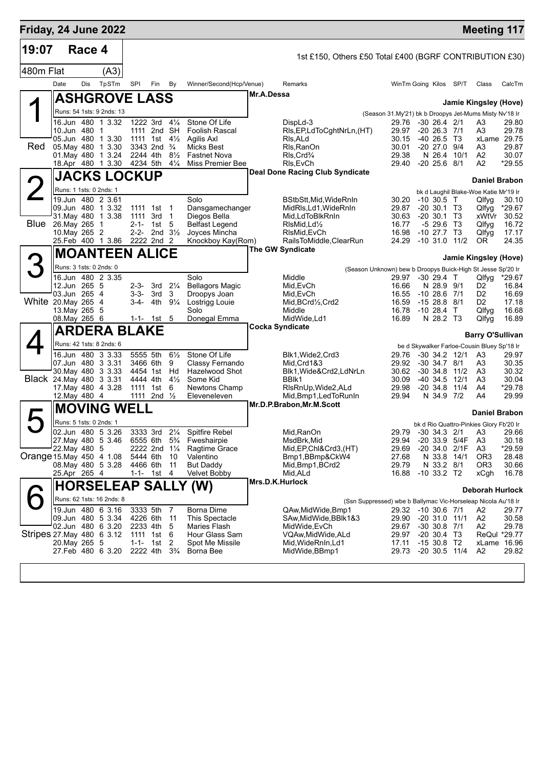# Friday, 24 June 2022 — Meeting 117

## 19:07 Race 4

1st £150, Others £50 Total £400 (BGRF CONTRIBUTION £30)

480m Flat (A3)

| Date | Dis | TpSTm | SPI | Fin | By | Winner/Second(Hcp/Venue) | Remarks | WinTm | Going | Kilos | SP/T | Class | CalcTm |
|---|---|---|---|---|---|---|---|---|---|---|---|---|---|

### 1 — ASHGROVE LASS (Red)
Mr.A.Dessa — Jamie Kingsley (Hove)

Runs: 54 1sts: 9 2nds: 13 — (Season 31.My'21) bk b Droopys Jet-Mums Misty Nv'18 Ir

| Date | Dis | TpSTm | SPI | Fin | By | Winner/Second(Hcp/Venue) | Remarks | WinTm | Going | Kilos | SP/T | Class | CalcTm |
|---|---|---|---|---|---|---|---|---|---|---|---|---|---|
| 16.Jun | 480 | 1 3.32 | 1222 | 3rd | 4¼ | Stone Of Life | DispLd-3 | 29.76 | -30 | 26.4 | 2/1 | A3 | 29.80 |
| 10.Jun | 480 | 1 | 1111 | 2nd | SH | Foolish Rascal | Rls,EP,LdToCghtNrLn,(HT) | 29.97 | -20 | 26.3 | 7/1 | A3 | 29.78 |
| 05.Jun | 480 | 1 3.30 | 1111 | 1st | 4½ | Agilis Axl | Rls,ALd | 30.15 | -40 | 26.5 | T3 | xLame | 29.75 |
| 05.May | 480 | 1 3.30 | 3343 | 2nd | ¾ | Micks Best | Rls,RanOn | 30.01 | -20 | 27.0 | 9/4 | A3 | 29.87 |
| 01.May | 480 | 1 3.24 | 2244 | 4th | 8½ | Fastnet Nova | Rls,Crd¾ | 29.38 | N | 26.4 | 10/1 | A2 | 30.07 |
| 18.Apr | 480 | 1 3.30 | 4234 | 5th | 4¼ | Miss Premier Bee | Rls,EvCh | 29.40 | -20 | 25.6 | 8/1 | A2 | *29.55 |

### 2 — JACKS LOCKUP (Blue)
Deal Done Racing Club Syndicate — Daniel Brabon

Runs: 1 1sts: 0 2nds: 1 — bk d Laughil Blake-Woe Katie Mr'19 Ir

| Date | Dis | TpSTm | SPI | Fin | By | Winner/Second(Hcp/Venue) | Remarks | WinTm | Going | Kilos | SP/T | Class | CalcTm |
|---|---|---|---|---|---|---|---|---|---|---|---|---|---|
| 19.Jun | 480 | 2 3.61 | | | | Solo | BStbStt,Mid,WideRnIn | 30.20 | -10 | 30.5 | T | Qlfyg | 30.10 |
| 09.Jun | 480 | 1 3.32 | 1111 | 1st | 1 | Dansgamechanger | MidRls,Ld1,WideRnIn | 29.87 | -20 | 30.1 | T3 | Qlfyg | *29.67 |
| 31.May | 480 | 1 3.38 | 1111 | 3rd | 1 | Diegos Bella | Mid,LdToBlkRnIn | 30.63 | -20 | 30.1 | T3 | xWtVr | 30.52 |
| 26.May | 265 | 1 | 2-1- | 1st | 5 | Belfast Legend | RlsMid,Ld½ | 16.77 | -5 | 29.6 | T3 | Qlfyg | 16.72 |
| 10.May | 265 | 2 | 2-2- | 2nd | 3½ | Joyces Mincha | RlsMid,EvCh | 16.98 | -10 | 27.7 | T3 | Qlfyg | 17.17 |
| 25.Feb | 400 | 1 3.86 | 2222 | 2nd | 2 | Knockboy Kay(Rom) | RailsToMiddle,ClearRun | 24.29 | -10 | 31.0 | 11/2 | OR | 24.35 |

### 3 — MOANTEEN ALICE (White)
The GW Syndicate — Jamie Kingsley (Hove)

Runs: 3 1sts: 0 2nds: 0 — (Season Unknown) bew b Droopys Buick-High St Jesse Sp'20 Ir

| Date | Dis | TpSTm | SPI | Fin | By | Winner/Second(Hcp/Venue) | Remarks | WinTm | Going | Kilos | SP/T | Class | CalcTm |
|---|---|---|---|---|---|---|---|---|---|---|---|---|---|
| 16.Jun | 480 | 2 3.35 | | | | Solo | Middle | 29.97 | -30 | 29.4 | T | Qlfyg | *29.67 |
| 12.Jun | 265 | 5 | 2-3- | 3rd | 2¼ | Bellagors Magic | Mid,EvCh | 16.66 | N | 28.9 | 9/1 | D2 | 16.84 |
| 03.Jun | 265 | 4 | 3-3- | 3rd | 3 | Droopys Joan | Mid,EvCh | 16.55 | -10 | 28.6 | 7/1 | D2 | 16.69 |
| 20.May | 265 | 4 | 3-4- | 4th | 9¼ | Lostrigg Louie | Mid,BCrd½,Crd2 | 16.59 | -15 | 28.8 | 8/1 | D2 | 17.18 |
| 13.May | 265 | 5 | | | | Solo | Middle | 16.78 | -10 | 28.4 | T | Qlfyg | 16.68 |
| 08.May | 265 | 6 | 1-1- | 1st | 5 | Donegal Emma | MidWide,Ld1 | 16.89 | N | 28.2 | T3 | Qlfyg | 16.89 |

### 4 — ARDERA BLAKE (Black)
Cocka Syndicate — Barry O'Sullivan

Runs: 42 1sts: 8 2nds: 6 — be d Skywalker Farloe-Cousin Bluey Sp'18 Ir

| Date | Dis | TpSTm | SPI | Fin | By | Winner/Second(Hcp/Venue) | Remarks | WinTm | Going | Kilos | SP/T | Class | CalcTm |
|---|---|---|---|---|---|---|---|---|---|---|---|---|---|
| 16.Jun | 480 | 3 3.33 | 5555 | 5th | 6½ | Stone Of Life | Blk1,Wide2,Crd3 | 29.76 | -30 | 34.2 | 12/1 | A3 | 29.97 |
| 07.Jun | 480 | 3 3.31 | 3466 | 6th | 9 | Classy Fernando | Mid,Crd1&3 | 29.92 | -30 | 34.7 | 8/1 | A3 | 30.35 |
| 30.May | 480 | 3 3.33 | 4454 | 1st | Hd | Hazelwood Shot | Blk1,Wide&Crd2,LdNrLn | 30.62 | -30 | 34.8 | 11/2 | A3 | 30.32 |
| 24.May | 480 | 3 3.31 | 4444 | 4th | 4½ | Some Kid | BBlk1 | 30.09 | -40 | 34.5 | 12/1 | A3 | 30.04 |
| 17.May | 480 | 4 3.28 | 1111 | 1st | 6 | Newtons Champ | RlsRnUp,Wide2,ALd | 29.98 | -20 | 34.8 | 11/4 | A4 | *29.78 |
| 12.May | 480 | 4 | 1111 | 2nd | ½ | Eleveneleven | Mid,Bmp1,LedToRunIn | 29.94 | N | 34.9 | 7/2 | A4 | 29.99 |

### 5 — MOVING WELL (Orange)
Mr.D.P.Brabon,Mr.M.Scott — Daniel Brabon

Runs: 5 1sts: 0 2nds: 1 — bk d Rio Quattro-Pinkies Glory Fb'20 Ir

| Date | Dis | TpSTm | SPI | Fin | By | Winner/Second(Hcp/Venue) | Remarks | WinTm | Going | Kilos | SP/T | Class | CalcTm |
|---|---|---|---|---|---|---|---|---|---|---|---|---|---|
| 02.Jun | 480 | 5 3.26 | 3333 | 3rd | 2¼ | Spitfire Rebel | Mid,RanOn | 29.79 | -30 | 34.3 | 2/1 | A3 | 29.66 |
| 27.May | 480 | 5 3.46 | 6555 | 6th | 5¾ | Fweshairpie | MsdBrk,Mid | 29.94 | -20 | 33.9 | 5/4F | A3 | 30.18 |
| 22.May | 480 | 5 | 2222 | 2nd | 1¼ | Ragtime Grace | Mid,EP,Chl&Crd3,(HT) | 29.69 | -20 | 34.0 | 2/1F | A3 | *29.59 |
| 15.May | 450 | 4 1.08 | 5444 | 6th | 10 | Valentino | Bmp1,BBmp&CkW4 | 27.68 | N | 33.8 | 14/1 | OR3 | 28.48 |
| 08.May | 480 | 5 3.28 | 4466 | 6th | 11 | But Daddy | Mid,Bmp1,BCrd2 | 29.79 | N | 33.2 | 8/1 | OR3 | 30.66 |
| 25.Apr | 265 | 4 | 1-1- | 1st | 4 | Velvet Bobby | Mid,ALd | 16.88 | -10 | 33.2 | T2 | xCgh | 16.78 |

### 6 — HORSELEAP SALLY (W) (Stripes)
Mrs.D.K.Hurlock — Deborah Hurlock

Runs: 62 1sts: 16 2nds: 8 — (Ssn Suppressed) wbe b Ballymac Vic-Horseleap Nicola Au'18 Ir

| Date | Dis | TpSTm | SPI | Fin | By | Winner/Second(Hcp/Venue) | Remarks | WinTm | Going | Kilos | SP/T | Class | CalcTm |
|---|---|---|---|---|---|---|---|---|---|---|---|---|---|
| 19.Jun | 480 | 6 3.16 | 3333 | 5th | 7 | Borna Dime | QAw,MidWide,Bmp1 | 29.32 | -10 | 30.6 | 7/1 | A2 | 29.77 |
| 09.Jun | 480 | 5 3.34 | 4226 | 6th | 11 | This Spectacle | SAw,MidWide,BBlk1&3 | 29.90 | -20 | 31.0 | 11/1 | A2 | 30.58 |
| 02.Jun | 480 | 6 3.20 | 2233 | 4th | 5 | Maries Flash | MidWide,EvCh | 29.67 | -30 | 30.8 | 7/1 | A2 | 29.78 |
| 27.May | 480 | 6 3.12 | 1111 | 1st | 6 | Hour Glass Sam | VQAw,MidWide,ALd | 29.97 | -20 | 30.4 | T3 | ReQul | *29.77 |
| 20.May | 265 | 5 | 1-1- | 1st | 2 | Spot Me Missile | Mid,WideRnIn,Ld1 | 17.11 | -15 | 30.8 | T2 | xLame | 16.96 |
| 27.Feb | 480 | 6 3.20 | 2222 | 4th | 3¾ | Borna Bee | MidWide,BBmp1 | 29.73 | -20 | 30.5 | 11/4 | A2 | 29.82 |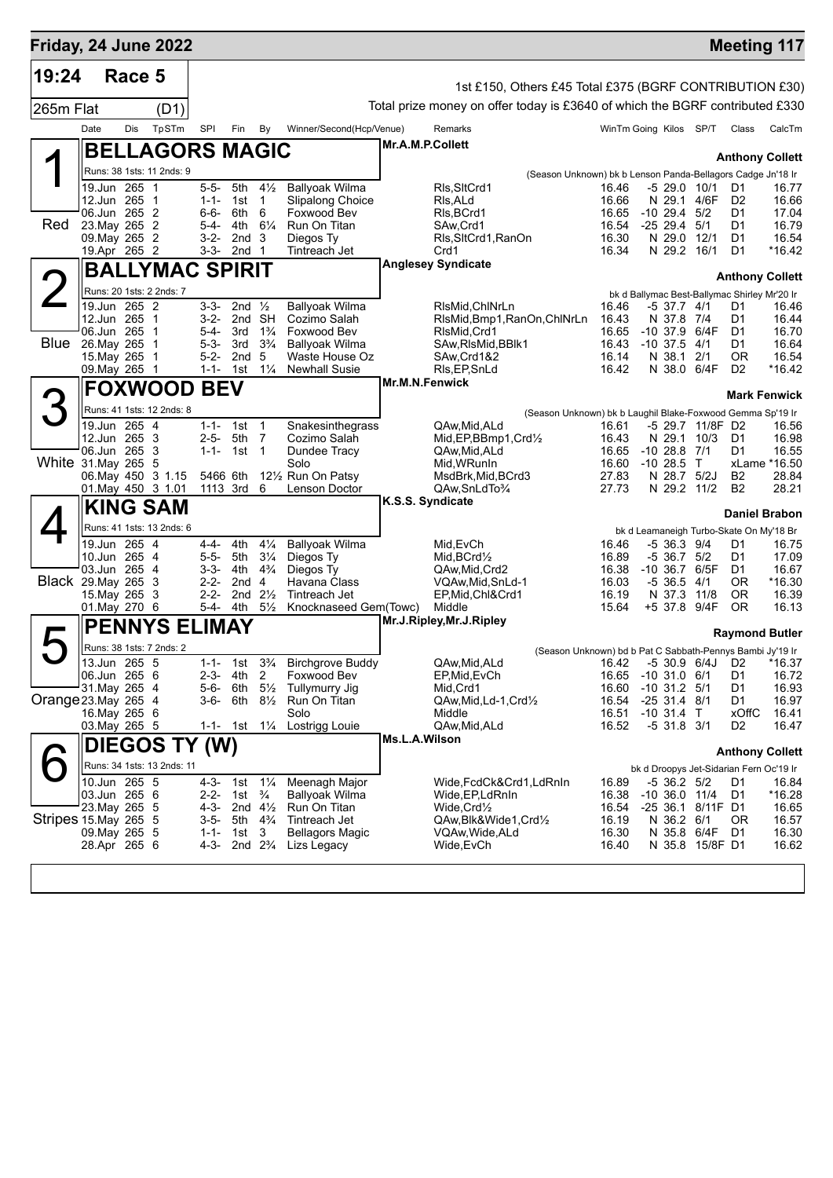**Friday, 24 June 2022** — **Meeting 117**

## 19:24 Race 5

265m Flat (D1)

1st £150, Others £45 Total £375 (BGRF CONTRIBUTION £30)

Total prize money on offer today is £3640 of which the BGRF contributed £330

### 1 Red — BELLAGORS MAGIC

Mr.A.M.P.Collett — Trainer: Anthony Collett

Runs: 38 1sts: 11 2nds: 9 — (Season Unknown) bk b Lenson Panda-Bellagors Cadge Jn'18 Ir

| Date | Dis | TpSTm | SPI | Fin | By | Winner/Second(Hcp/Venue) | Remarks | WinTm | Going | Kilos | SP/T | Class | CalcTm |
|---|---|---|---|---|---|---|---|---|---|---|---|---|---|
| 19.Jun | 265 | 1 | 5-5- | 5th | 4½ | Ballyoak Wilma | Rls,SltCrd1 | 16.46 | -5 | 29.0 | 10/1 | D1 | 16.77 |
| 12.Jun | 265 | 1 | 1-1- | 1st | 1 | Slipalong Choice | Rls,ALd | 16.66 | N | 29.1 | 4/6F | D2 | 16.66 |
| 06.Jun | 265 | 2 | 6-6- | 6th | 6 | Foxwood Bev | Rls,BCrd1 | 16.65 | -10 | 29.4 | 5/2 | D1 | 17.04 |
| 23.May | 265 | 2 | 5-4- | 4th | 6¼ | Run On Titan | SAw,Crd1 | 16.54 | -25 | 29.4 | 5/1 | D1 | 16.79 |
| 09.May | 265 | 2 | 3-2- | 2nd | 3 | Diegos Ty | Rls,SltCrd1,RanOn | 16.30 | N | 29.0 | 12/1 | D1 | 16.54 |
| 19.Apr | 265 | 2 | 3-3- | 2nd | 1 | Tintreach Jet | Crd1 | 16.34 | N | 29.2 | 16/1 | D1 | *16.42 |

### 2 Blue — BALLYMAC SPIRIT

Anglesey Syndicate — Trainer: Anthony Collett

Runs: 20 1sts: 2 2nds: 7 — bk d Ballymac Best-Ballymac Shirley Mr'20 Ir

| Date | Dis | TpSTm | SPI | Fin | By | Winner/Second(Hcp/Venue) | Remarks | WinTm | Going | Kilos | SP/T | Class | CalcTm |
|---|---|---|---|---|---|---|---|---|---|---|---|---|---|
| 19.Jun | 265 | 2 | 3-3- | 2nd | ½ | Ballyoak Wilma | RlsMid,ChlNrLn | 16.46 | -5 | 37.7 | 4/1 | D1 | 16.46 |
| 12.Jun | 265 | 1 | 3-2- | 2nd | SH | Cozimo Salah | RlsMid,Bmp1,RanOn,ChlNrLn | 16.43 | N | 37.8 | 7/4 | D1 | 16.44 |
| 06.Jun | 265 | 1 | 5-4- | 3rd | 1¾ | Foxwood Bev | RlsMid,Crd1 | 16.65 | -10 | 37.9 | 6/4F | D1 | 16.70 |
| 26.May | 265 | 1 | 5-3- | 3rd | 3¾ | Ballyoak Wilma | SAw,RlsMid,BBlk1 | 16.43 | -10 | 37.5 | 4/1 | D1 | 16.64 |
| 15.May | 265 | 1 | 5-2- | 2nd | 5 | Waste House Oz | SAw,Crd1&2 | 16.14 | N | 38.1 | 2/1 | OR | 16.54 |
| 09.May | 265 | 1 | 1-1- | 1st | 1¼ | Newhall Susie | Rls,EP,SnLd | 16.42 | N | 38.0 | 6/4F | D2 | *16.42 |

### 3 White — FOXWOOD BEV

Mr.M.N.Fenwick — Trainer: Mark Fenwick

Runs: 41 1sts: 12 2nds: 8 — (Season Unknown) bk b Laughil Blake-Foxwood Gemma Sp'19 Ir

| Date | Dis | TpSTm | SPI | Fin | By | Winner/Second(Hcp/Venue) | Remarks | WinTm | Going | Kilos | SP/T | Class | CalcTm |
|---|---|---|---|---|---|---|---|---|---|---|---|---|---|
| 19.Jun | 265 | 4 | 1-1- | 1st | 1 | Snakesinthegrass | QAw,Mid,ALd | 16.61 | -5 | 29.7 | 11/8F | D2 | 16.56 |
| 12.Jun | 265 | 3 | 2-5- | 5th | 7 | Cozimo Salah | Mid,EP,BBmp1,Crd½ | 16.43 | N | 29.1 | 10/3 | D1 | 16.98 |
| 06.Jun | 265 | 3 | 1-1- | 1st | 1 | Dundee Tracy | QAw,Mid,ALd | 16.65 | -10 | 28.8 | 7/1 | D1 | 16.55 |
| 31.May | 265 | 5 | | | | Solo | Mid,WRunIn | 16.60 | -10 | 28.5 | T | xLame | *16.50 |
| 06.May | 450 | 3 1.15 | 5466 | 6th | 12½ | Run On Patsy | MsdBrk,Mid,BCrd3 | 27.83 | N | 28.7 | 5/2J | B2 | 28.84 |
| 01.May | 450 | 3 1.01 | 1113 | 3rd | 6 | Lenson Doctor | QAw,SnLdTo¾ | 27.73 | N | 29.2 | 11/2 | B2 | 28.21 |

### 4 Black — KING SAM

K.S.S. Syndicate — Trainer: Daniel Brabon

Runs: 41 1sts: 13 2nds: 6 — bk d Leamaneigh Turbo-Skate On My'18 Br

| Date | Dis | TpSTm | SPI | Fin | By | Winner/Second(Hcp/Venue) | Remarks | WinTm | Going | Kilos | SP/T | Class | CalcTm |
|---|---|---|---|---|---|---|---|---|---|---|---|---|---|
| 19.Jun | 265 | 4 | 4-4- | 4th | 4¼ | Ballyoak Wilma | Mid,EvCh | 16.46 | -5 | 36.3 | 9/4 | D1 | 16.75 |
| 10.Jun | 265 | 4 | 5-5- | 5th | 3¼ | Diegos Ty | Mid,BCrd½ | 16.89 | -5 | 36.7 | 5/2 | D1 | 17.09 |
| 03.Jun | 265 | 4 | 3-3- | 4th | 4¾ | Diegos Ty | QAw,Mid,Crd2 | 16.38 | -10 | 36.7 | 6/5F | D1 | 16.67 |
| 29.May | 265 | 3 | 2-2- | 2nd | 4 | Havana Class | VQAw,Mid,SnLd-1 | 16.03 | -5 | 36.5 | 4/1 | OR | *16.30 |
| 15.May | 265 | 3 | 2-2- | 2nd | 2½ | Tintreach Jet | EP,Mid,Chl&Crd1 | 16.19 | N | 37.3 | 11/8 | OR | 16.39 |
| 01.May | 270 | 6 | 5-4- | 4th | 5½ | Knocknaseed Gem(Towc) | Middle | 15.64 | +5 | 37.8 | 9/4F | OR | 16.13 |

### 5 Orange — PENNYS ELIMAY

Mr.J.Ripley,Mr.J.Ripley — Trainer: Raymond Butler

Runs: 38 1sts: 7 2nds: 2 — (Season Unknown) bd b Pat C Sabbath-Pennys Bambi Jy'19 Ir

| Date | Dis | TpSTm | SPI | Fin | By | Winner/Second(Hcp/Venue) | Remarks | WinTm | Going | Kilos | SP/T | Class | CalcTm |
|---|---|---|---|---|---|---|---|---|---|---|---|---|---|
| 13.Jun | 265 | 5 | 1-1- | 1st | 3¾ | Birchgrove Buddy | QAw,Mid,ALd | 16.42 | -5 | 30.9 | 6/4J | D2 | *16.37 |
| 06.Jun | 265 | 6 | 2-3- | 4th | 2 | Foxwood Bev | EP,Mid,EvCh | 16.65 | -10 | 31.0 | 6/1 | D1 | 16.72 |
| 31.May | 265 | 4 | 5-6- | 6th | 5½ | Tullymurry Jig | Mid,Crd1 | 16.60 | -10 | 31.2 | 5/1 | D1 | 16.93 |
| 23.May | 265 | 4 | 3-6- | 6th | 8½ | Run On Titan | QAw,Mid,Ld-1,Crd½ | 16.54 | -25 | 31.4 | 8/1 | D1 | 16.97 |
| 16.May | 265 | 6 | | | | Solo | Middle | 16.51 | -10 | 31.4 | T | xOffC | 16.41 |
| 03.May | 265 | 5 | 1-1- | 1st | 1¼ | Lostrigg Louie | QAw,Mid,ALd | 16.52 | -5 | 31.8 | 3/1 | D2 | 16.47 |

### 6 Stripes — DIEGOS TY (W)

Ms.L.A.Wilson — Trainer: Anthony Collett

Runs: 34 1sts: 13 2nds: 11 — bk d Droopys Jet-Sidarian Fern Oc'19 Ir

| Date | Dis | TpSTm | SPI | Fin | By | Winner/Second(Hcp/Venue) | Remarks | WinTm | Going | Kilos | SP/T | Class | CalcTm |
|---|---|---|---|---|---|---|---|---|---|---|---|---|---|
| 10.Jun | 265 | 5 | 4-3- | 1st | 1¼ | Meenagh Major | Wide,FcdCk&Crd1,LdRnIn | 16.89 | -5 | 36.2 | 5/2 | D1 | 16.84 |
| 03.Jun | 265 | 6 | 2-2- | 1st | ¾ | Ballyoak Wilma | Wide,EP,LdRnIn | 16.38 | -10 | 36.0 | 11/4 | D1 | *16.28 |
| 23.May | 265 | 5 | 4-3- | 2nd | 4½ | Run On Titan | Wide,Crd½ | 16.54 | -25 | 36.1 | 8/11F | D1 | 16.65 |
| 15.May | 265 | 5 | 3-5- | 5th | 4¾ | Tintreach Jet | QAw,Blk&Wide1,Crd½ | 16.19 | N | 36.2 | 6/1 | OR | 16.57 |
| 09.May | 265 | 5 | 1-1- | 1st | 3 | Bellagors Magic | VQAw,Wide,ALd | 16.30 | N | 35.8 | 6/4F | D1 | 16.30 |
| 28.Apr | 265 | 6 | 4-3- | 2nd | 2¾ | Lizs Legacy | Wide,EvCh | 16.40 | N | 35.8 | 15/8F | D1 | 16.62 |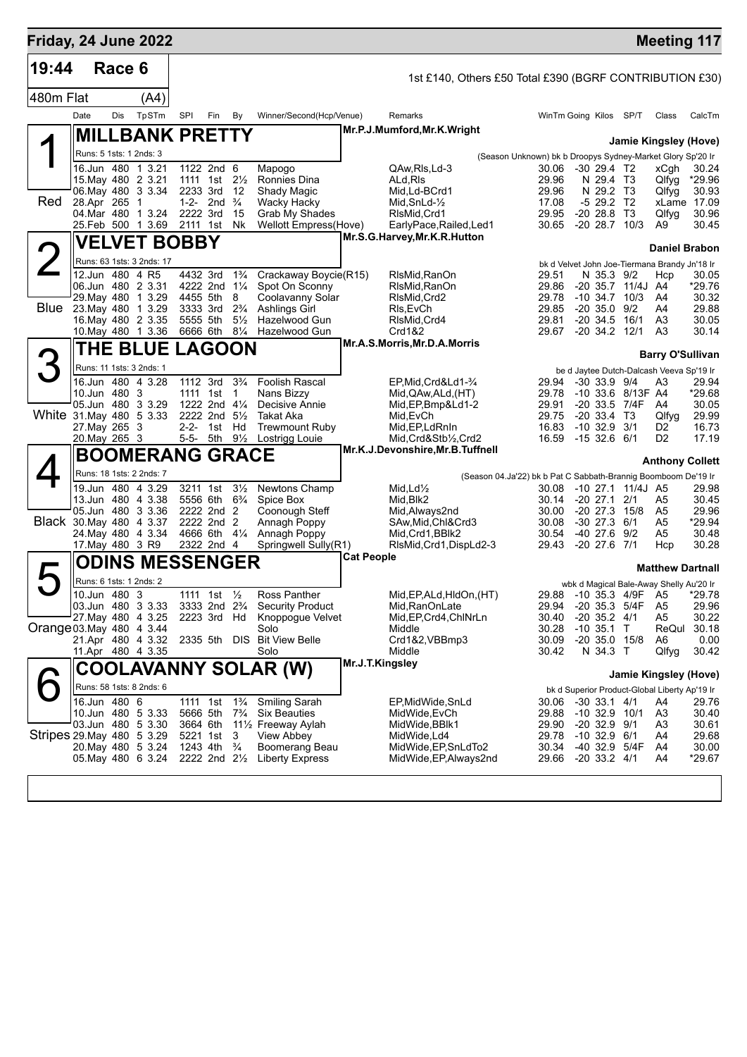# Friday, 24 June 2022 — Meeting 117

**19:44 Race 6** — 1st £140, Others £50 Total £390 (BGRF CONTRIBUTION £30)

**480m Flat (A4)**

| Date | Dis | TpSTm | SPI | Fin | By | Winner/Second(Hcp/Venue) | Remarks | WinTm | Going | Kilos | SP/T | Class | CalcTm |
|---|---|---|---|---|---|---|---|---|---|---|---|---|---|

## 1 — MILLBANK PRETTY (Red)

Mr.P.J.Mumford,Mr.K.Wright — Jamie Kingsley (Hove)

Runs: 5 1sts: 1 2nds: 3 — (Season Unknown) bk b Droopys Sydney-Market Glory Sp'20 Ir

| Date | Dis | TpSTm | SPI | Fin | By | Winner/Second(Hcp/Venue) | Remarks | WinTm | Going | Kilos | SP/T | Class | CalcTm |
|---|---|---|---|---|---|---|---|---|---|---|---|---|---|
| 16.Jun | 480 | 1 3.21 | 1122 | 2nd | 6 | Mapogo | QAw,Rls,Ld-3 | 30.06 | -30 | 29.4 | T2 | xCgh | 30.24 |
| 15.May | 480 | 2 3.21 | 1111 | 1st | 2½ | Ronnies Dina | ALd,Rls | 29.96 | N | 29.4 | T3 | Qlfyg | *29.96 |
| 06.May | 480 | 3 3.34 | 2233 | 3rd | 12 | Shady Magic | Mid,Ld-BCrd1 | 29.96 | N | 29.2 | T3 | Qlfyg | 30.93 |
| 28.Apr | 265 | 1 | 1-2- | 2nd | ¾ | Wacky Hacky | Mid,SnLd-½ | 17.08 | -5 | 29.2 | T2 | xLame | 17.09 |
| 04.Mar | 480 | 1 3.24 | 2222 | 3rd | 15 | Grab My Shades | RlsMid,Crd1 | 29.95 | -20 | 28.8 | T3 | Qlfyg | 30.96 |
| 25.Feb | 500 | 1 3.69 | 2111 | 1st | Nk | Wellott Empress(Hove) | EarlyPace,Railed,Led1 | 30.65 | -20 | 28.7 | 10/3 | A9 | 30.45 |

## 2 — VELVET BOBBY (Blue)

Mr.S.G.Harvey,Mr.K.R.Hutton — Daniel Brabon

Runs: 63 1sts: 3 2nds: 17 — bk d Velvet John Joe-Tiermana Brandy Jn'18 Ir

| Date | Dis | TpSTm | SPI | Fin | By | Winner/Second(Hcp/Venue) | Remarks | WinTm | Going | Kilos | SP/T | Class | CalcTm |
|---|---|---|---|---|---|---|---|---|---|---|---|---|---|
| 12.Jun | 480 | 4 R5 | 4432 | 3rd | 1¾ | Crackaway Boycie(R15) | RlsMid,RanOn | 29.51 | N | 35.3 | 9/2 | Hcp | 30.05 |
| 06.Jun | 480 | 2 3.31 | 4222 | 2nd | 1¼ | Spot On Sconny | RlsMid,RanOn | 29.86 | -20 | 35.7 | 11/4J | A4 | *29.76 |
| 29.May | 480 | 1 3.29 | 4455 | 5th | 8 | Coolavanny Solar | RlsMid,Crd2 | 29.78 | -10 | 34.7 | 10/3 | A4 | 30.32 |
| 23.May | 480 | 1 3.29 | 3333 | 3rd | 2¾ | Ashlings Girl | Rls,EvCh | 29.85 | -20 | 35.0 | 9/2 | A4 | 29.88 |
| 16.May | 480 | 2 3.35 | 5555 | 5th | 5½ | Hazelwood Gun | RlsMid,Crd4 | 29.81 | -20 | 34.5 | 16/1 | A3 | 30.05 |
| 10.May | 480 | 1 3.36 | 6666 | 6th | 8¼ | Hazelwood Gun | Crd1&2 | 29.67 | -20 | 34.2 | 12/1 | A3 | 30.14 |

## 3 — THE BLUE LAGOON (White)

Mr.A.S.Morris,Mr.D.A.Morris — Barry O'Sullivan

Runs: 11 1sts: 3 2nds: 1 — be d Jaytee Dutch-Dalcash Veeva Sp'19 Ir

| Date | Dis | TpSTm | SPI | Fin | By | Winner/Second(Hcp/Venue) | Remarks | WinTm | Going | Kilos | SP/T | Class | CalcTm |
|---|---|---|---|---|---|---|---|---|---|---|---|---|---|
| 16.Jun | 480 | 4 3.28 | 1112 | 3rd | 3¾ | Foolish Rascal | EP,Mid,Crd&Ld1-¾ | 29.94 | -30 | 33.9 | 9/4 | A3 | 29.94 |
| 10.Jun | 480 | 3 | 1111 | 1st | 1 | Nans Bizzy | Mid,QAw,ALd,(HT) | 29.78 | -10 | 33.6 | 8/13F | A4 | *29.68 |
| 05.Jun | 480 | 3 3.29 | 1222 | 2nd | 4¼ | Decisive Annie | Mid,EP,Bmp&Ld1-2 | 29.91 | -20 | 33.5 | 7/4F | A4 | 30.05 |
| 31.May | 480 | 5 3.33 | 2222 | 2nd | 5½ | Takat Aka | Mid,EvCh | 29.75 | -20 | 33.4 | T3 | Qlfyg | 29.99 |
| 27.May | 265 | 3 | 2-2- | 1st | Hd | Trewmount Ruby | Mid,EP,LdRnIn | 16.83 | -10 | 32.9 | 3/1 | D2 | 16.73 |
| 20.May | 265 | 3 | 5-5- | 5th | 9½ | Lostrigg Louie | Mid,Crd&Stb½,Crd2 | 16.59 | -15 | 32.6 | 6/1 | D2 | 17.19 |

## 4 — BOOMERANG GRACE (Black)

Mr.K.J.Devonshire,Mr.B.Tuffnell — Anthony Collett

Runs: 18 1sts: 2 2nds: 7 — (Season 04.Ja'22) bk b Pat C Sabbath-Brannig Boomboom De'19 Ir

| Date | Dis | TpSTm | SPI | Fin | By | Winner/Second(Hcp/Venue) | Remarks | WinTm | Going | Kilos | SP/T | Class | CalcTm |
|---|---|---|---|---|---|---|---|---|---|---|---|---|---|
| 19.Jun | 480 | 4 3.29 | 3211 | 1st | 3½ | Newtons Champ | Mid,Ld½ | 30.08 | -10 | 27.1 | 11/4J | A5 | 29.98 |
| 13.Jun | 480 | 4 3.38 | 5556 | 6th | 6¾ | Spice Box | Mid,Blk2 | 30.14 | -20 | 27.1 | 2/1 | A5 | 30.45 |
| 05.Jun | 480 | 3 3.36 | 2222 | 2nd | 2 | Coonough Steff | Mid,Always2nd | 30.00 | -20 | 27.3 | 15/8 | A5 | 29.96 |
| 30.May | 480 | 4 3.37 | 2222 | 2nd | 2 | Annagh Poppy | SAw,Mid,Chl&Crd3 | 30.08 | -30 | 27.3 | 6/1 | A5 | *29.94 |
| 24.May | 480 | 4 3.34 | 4666 | 6th | 4¼ | Annagh Poppy | Mid,Crd1,BBlk2 | 30.54 | -40 | 27.6 | 9/2 | A5 | 30.48 |
| 17.May | 480 | 3 R9 | 2322 | 2nd | 4 | Springwell Sully(R1) | RlsMid,Crd1,DispLd2-3 | 29.43 | -20 | 27.6 | 7/1 | Hcp | 30.28 |

## 5 — ODINS MESSENGER (Orange)

Cat People — Matthew Dartnall

Runs: 6 1sts: 1 2nds: 2 — wbk d Magical Bale-Away Shelly Au'20 Ir

| Date | Dis | TpSTm | SPI | Fin | By | Winner/Second(Hcp/Venue) | Remarks | WinTm | Going | Kilos | SP/T | Class | CalcTm |
|---|---|---|---|---|---|---|---|---|---|---|---|---|---|
| 10.Jun | 480 | 3 | 1111 | 1st | ½ | Ross Panther | Mid,EP,ALd,HldOn,(HT) | 29.88 | -10 | 35.3 | 4/9F | A5 | *29.78 |
| 03.Jun | 480 | 3 3.33 | 3333 | 2nd | 2¾ | Security Product | Mid,RanOnLate | 29.94 | -20 | 35.3 | 5/4F | A5 | 29.96 |
| 27.May | 480 | 4 3.25 | 2223 | 3rd | Hd | Knoppogue Velvet | Mid,EP,Crd4,ChlNrLn | 30.40 | -20 | 35.2 | 4/1 | A5 | 30.22 |
| 03.May | 480 | 4 3.44 | | | | Solo | Middle | 30.28 | -10 | 35.1 | T | ReQul | 30.18 |
| 21.Apr | 480 | 4 3.32 | 2335 | 5th | DIS | Bit View Belle | Crd1&2,VBBmp3 | 30.09 | -20 | 35.0 | 15/8 | A6 | 0.00 |
| 11.Apr | 480 | 4 3.35 | | | | Solo | Middle | 30.42 | N | 34.3 | T | Qlfyg | 30.42 |

## 6 — COOLAVANNY SOLAR (W) (Stripes)

Mr.J.T.Kingsley — Jamie Kingsley (Hove)

Runs: 58 1sts: 8 2nds: 6 — bk d Superior Product-Global Liberty Ap'19 Ir

| Date | Dis | TpSTm | SPI | Fin | By | Winner/Second(Hcp/Venue) | Remarks | WinTm | Going | Kilos | SP/T | Class | CalcTm |
|---|---|---|---|---|---|---|---|---|---|---|---|---|---|
| 16.Jun | 480 | 6 | 1111 | 1st | 1¾ | Smiling Sarah | EP,MidWide,SnLd | 30.06 | -30 | 33.1 | 4/1 | A4 | 29.76 |
| 10.Jun | 480 | 5 3.33 | 5666 | 5th | 7¾ | Six Beauties | MidWide,EvCh | 29.88 | -10 | 32.9 | 10/1 | A3 | 30.40 |
| 03.Jun | 480 | 5 3.30 | 3664 | 6th | 11½ | Freeway Aylah | MidWide,BBlk1 | 29.90 | -20 | 32.9 | 9/1 | A3 | 30.61 |
| 29.May | 480 | 5 3.29 | 5221 | 1st | 3 | View Abbey | MidWide,Ld4 | 29.78 | -10 | 32.9 | 6/1 | A4 | 29.68 |
| 20.May | 480 | 5 3.24 | 1243 | 4th | ¾ | Boomerang Beau | MidWide,EP,SnLdTo2 | 30.34 | -40 | 32.9 | 5/4F | A4 | 30.00 |
| 05.May | 480 | 6 3.24 | 2222 | 2nd | 2½ | Liberty Express | MidWide,EP,Always2nd | 29.66 | -20 | 33.2 | 4/1 | A4 | *29.67 |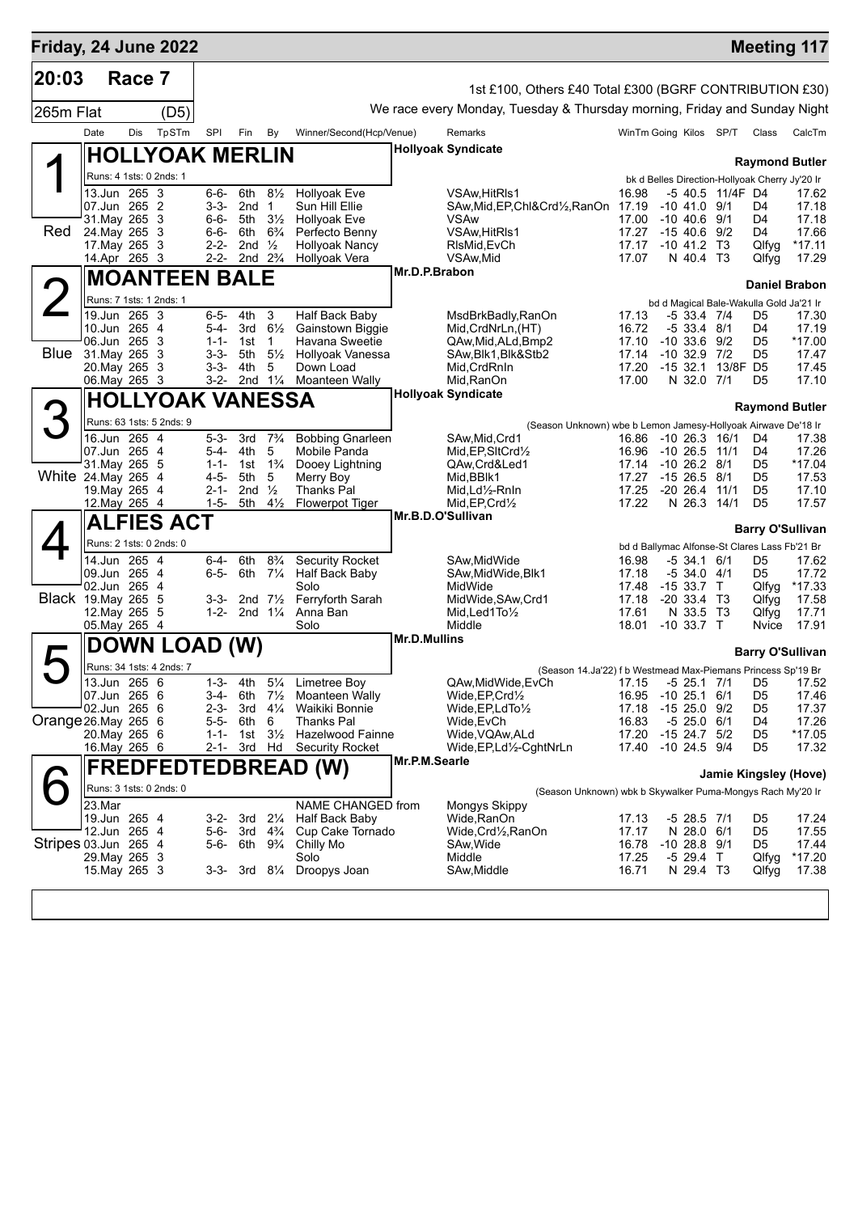# Friday, 24 June 2022 — Meeting 117

## 20:03 Race 7

265m Flat (D5)

1st £100, Others £40 Total £300 (BGRF CONTRIBUTION £30)

We race every Monday, Tuesday & Thursday morning, Friday and Sunday Night

| Date | Dis | TpSTm | SPI | Fin | By | Winner/Second(Hcp/Venue) | Remarks | WinTm | Going | Kilos | SP/T | Class | CalcTm |
|---|---|---|---|---|---|---|---|---|---|---|---|---|---|

### 1 (Red) HOLLYOAK MERLIN

Hollyoak Syndicate — Raymond Butler

Runs: 4 1sts: 0 2nds: 1 — bk d Belles Direction-Hollyoak Cherry Jy'20 Ir

| Date | Dis | TpSTm | SPI | Fin | By | Winner/Second(Hcp/Venue) | Remarks | WinTm | Going | Kilos | SP/T | Class | CalcTm |
|---|---|---|---|---|---|---|---|---|---|---|---|---|---|
| 13.Jun | 265 | 3 | 6-6- | 6th | 8½ | Hollyoak Eve | VSAw,HitRls1 | 16.98 | -5 | 40.5 | 11/4F | D4 | 17.62 |
| 07.Jun | 265 | 2 | 3-3- | 2nd | 1 | Sun Hill Ellie | SAw,Mid,EP,Chl&Crd½,RanOn | 17.19 | -10 | 41.0 | 9/1 | D4 | 17.18 |
| 31.May | 265 | 3 | 6-6- | 5th | 3½ | Hollyoak Eve | VSAw | 17.00 | -10 | 40.6 | 9/1 | D4 | 17.18 |
| 24.May | 265 | 3 | 6-6- | 6th | 6¾ | Perfecto Benny | VSAw,HitRls1 | 17.27 | -15 | 40.6 | 9/2 | D4 | 17.66 |
| 17.May | 265 | 3 | 2-2- | 2nd | ½ | Hollyoak Nancy | RlsMid,EvCh | 17.17 | -10 | 41.2 | T3 | Qlfyg | *17.11 |
| 14.Apr | 265 | 3 | 2-2- | 2nd | 2¾ | Hollyoak Vera | VSAw,Mid | 17.07 | N | 40.4 | T3 | Qlfyg | 17.29 |

### 2 (Blue) MOANTEEN BALE

Mr.D.P.Brabon — Daniel Brabon

Runs: 7 1sts: 1 2nds: 1 — bd d Magical Bale-Wakulla Gold Ja'21 Ir

| Date | Dis | TpSTm | SPI | Fin | By | Winner/Second(Hcp/Venue) | Remarks | WinTm | Going | Kilos | SP/T | Class | CalcTm |
|---|---|---|---|---|---|---|---|---|---|---|---|---|---|
| 19.Jun | 265 | 3 | 6-5- | 4th | 3 | Half Back Baby | MsdBrkBadly,RanOn | 17.13 | -5 | 33.4 | 7/4 | D5 | 17.30 |
| 10.Jun | 265 | 4 | 5-4- | 3rd | 6½ | Gainstown Biggie | Mid,CrdNrLn,(HT) | 16.72 | -5 | 33.4 | 8/1 | D4 | 17.19 |
| 06.Jun | 265 | 3 | 1-1- | 1st | 1 | Havana Sweetie | QAw,Mid,ALd,Bmp2 | 17.10 | -10 | 33.6 | 9/2 | D5 | *17.00 |
| 31.May | 265 | 3 | 3-3- | 5th | 5½ | Hollyoak Vanessa | SAw,Blk1,Blk&Stb2 | 17.14 | -10 | 32.9 | 7/2 | D5 | 17.47 |
| 20.May | 265 | 3 | 3-3- | 4th | 5 | Down Load | Mid,CrdRnIn | 17.20 | -15 | 32.1 | 13/8F | D5 | 17.45 |
| 06.May | 265 | 3 | 3-2- | 2nd | 1¼ | Moanteen Wally | Mid,RanOn | 17.00 | N | 32.0 | 7/1 | D5 | 17.10 |

### 3 (White) HOLLYOAK VANESSA

Hollyoak Syndicate — Raymond Butler

Runs: 63 1sts: 5 2nds: 9 — (Season Unknown) wbe b Lemon Jamesy-Hollyoak Airwave De'18 Ir

| Date | Dis | TpSTm | SPI | Fin | By | Winner/Second(Hcp/Venue) | Remarks | WinTm | Going | Kilos | SP/T | Class | CalcTm |
|---|---|---|---|---|---|---|---|---|---|---|---|---|---|
| 16.Jun | 265 | 4 | 5-3- | 3rd | 7¾ | Bobbing Gnarleen | SAw,Mid,Crd1 | 16.86 | -10 | 26.3 | 16/1 | D4 | 17.38 |
| 07.Jun | 265 | 4 | 5-4- | 4th | 5 | Mobile Panda | Mid,EP,SltCrd½ | 16.96 | -10 | 26.5 | 11/1 | D4 | 17.26 |
| 31.May | 265 | 5 | 1-1- | 1st | 1¾ | Dooey Lightning | QAw,Crd&Led1 | 17.14 | -10 | 26.2 | 8/1 | D5 | *17.04 |
| 24.May | 265 | 4 | 4-5- | 5th | 5 | Merry Boy | Mid,BBlk1 | 17.27 | -15 | 26.5 | 8/1 | D5 | 17.53 |
| 19.May | 265 | 4 | 2-1- | 2nd | ½ | Thanks Pal | Mid,Ld½-RnIn | 17.25 | -20 | 26.4 | 11/1 | D5 | 17.10 |
| 12.May | 265 | 4 | 1-5- | 5th | 4½ | Flowerpot Tiger | Mid,EP,Crd½ | 17.22 | N | 26.3 | 14/1 | D5 | 17.57 |

### 4 (Black) ALFIES ACT

Mr.B.D.O'Sullivan — Barry O'Sullivan

Runs: 2 1sts: 0 2nds: 0 — bd d Ballymac Alfonse-St Clares Lass Fb'21 Br

| Date | Dis | TpSTm | SPI | Fin | By | Winner/Second(Hcp/Venue) | Remarks | WinTm | Going | Kilos | SP/T | Class | CalcTm |
|---|---|---|---|---|---|---|---|---|---|---|---|---|---|
| 14.Jun | 265 | 4 | 6-4- | 6th | 8¾ | Security Rocket | SAw,MidWide | 16.98 | -5 | 34.1 | 6/1 | D5 | 17.62 |
| 09.Jun | 265 | 4 | 6-5- | 6th | 7¼ | Half Back Baby | SAw,MidWide,Blk1 | 17.18 | -5 | 34.0 | 4/1 | D5 | 17.72 |
| 02.Jun | 265 | 4 | | | | Solo | MidWide | 17.48 | -15 | 33.7 | T | Qlfyg | *17.33 |
| 19.May | 265 | 5 | 3-3- | 2nd | 7½ | Ferryforth Sarah | MidWide,SAw,Crd1 | 17.18 | -20 | 33.4 | T3 | Qlfyg | 17.58 |
| 12.May | 265 | 5 | 1-2- | 2nd | 1¼ | Anna Ban | Mid,Led1To½ | 17.61 | N | 33.5 | T3 | Qlfyg | 17.71 |
| 05.May | 265 | 4 | | | | Solo | Middle | 18.01 | -10 | 33.7 | T | Nvice | 17.91 |

### 5 (Orange) DOWN LOAD (W)

Mr.D.Mullins — Barry O'Sullivan

Runs: 34 1sts: 4 2nds: 7 — (Season 14.Ja'22) f b Westmead Max-Piemans Princess Sp'19 Br

| Date | Dis | TpSTm | SPI | Fin | By | Winner/Second(Hcp/Venue) | Remarks | WinTm | Going | Kilos | SP/T | Class | CalcTm |
|---|---|---|---|---|---|---|---|---|---|---|---|---|---|
| 13.Jun | 265 | 6 | 1-3- | 4th | 5¼ | Limetree Boy | QAw,MidWide,EvCh | 17.15 | -5 | 25.1 | 7/1 | D5 | 17.52 |
| 07.Jun | 265 | 6 | 3-4- | 6th | 7½ | Moanteen Wally | Wide,EP,Crd½ | 16.95 | -10 | 25.1 | 6/1 | D5 | 17.46 |
| 02.Jun | 265 | 6 | 2-3- | 3rd | 4¼ | Waikiki Bonnie | Wide,EP,LdTo½ | 17.18 | -15 | 25.0 | 9/2 | D5 | 17.37 |
| 26.May | 265 | 6 | 5-5- | 6th | 6 | Thanks Pal | Wide,EvCh | 16.83 | -5 | 25.0 | 6/1 | D4 | 17.26 |
| 20.May | 265 | 6 | 1-1- | 1st | 3½ | Hazelwood Fainne | Wide,VQAw,ALd | 17.20 | -15 | 24.7 | 5/2 | D5 | *17.05 |
| 16.May | 265 | 6 | 2-1- | 3rd | Hd | Security Rocket | Wide,EP,Ld½-CghtNrLn | 17.40 | -10 | 24.5 | 9/4 | D5 | 17.32 |

### 6 (Stripes) FREDFEDTEDBREAD (W)

Mr.P.M.Searle — Jamie Kingsley (Hove)

Runs: 3 1sts: 0 2nds: 0 — (Season Unknown) wbk b Skywalker Puma-Mongys Rach My'20 Ir

| Date | Dis | TpSTm | SPI | Fin | By | Winner/Second(Hcp/Venue) | Remarks | WinTm | Going | Kilos | SP/T | Class | CalcTm |
|---|---|---|---|---|---|---|---|---|---|---|---|---|---|
| 23.Mar | | | | | | NAME CHANGED from | Mongys Skippy | | | | | | |
| 19.Jun | 265 | 4 | 3-2- | 3rd | 2¼ | Half Back Baby | Wide,RanOn | 17.13 | -5 | 28.5 | 7/1 | D5 | 17.24 |
| 12.Jun | 265 | 4 | 5-6- | 3rd | 4¾ | Cup Cake Tornado | Wide,Crd½,RanOn | 17.17 | N | 28.0 | 6/1 | D5 | 17.55 |
| 03.Jun | 265 | 4 | 5-6- | 6th | 9¾ | Chilly Mo | SAw,Wide | 16.78 | -10 | 28.8 | 9/1 | D5 | 17.44 |
| 29.May | 265 | 3 | | | | Solo | Middle | 17.25 | -5 | 29.4 | T | Qlfyg | *17.20 |
| 15.May | 265 | 3 | 3-3- | 3rd | 8¼ | Droopys Joan | SAw,Middle | 16.71 | N | 29.4 | T3 | Qlfyg | 17.38 |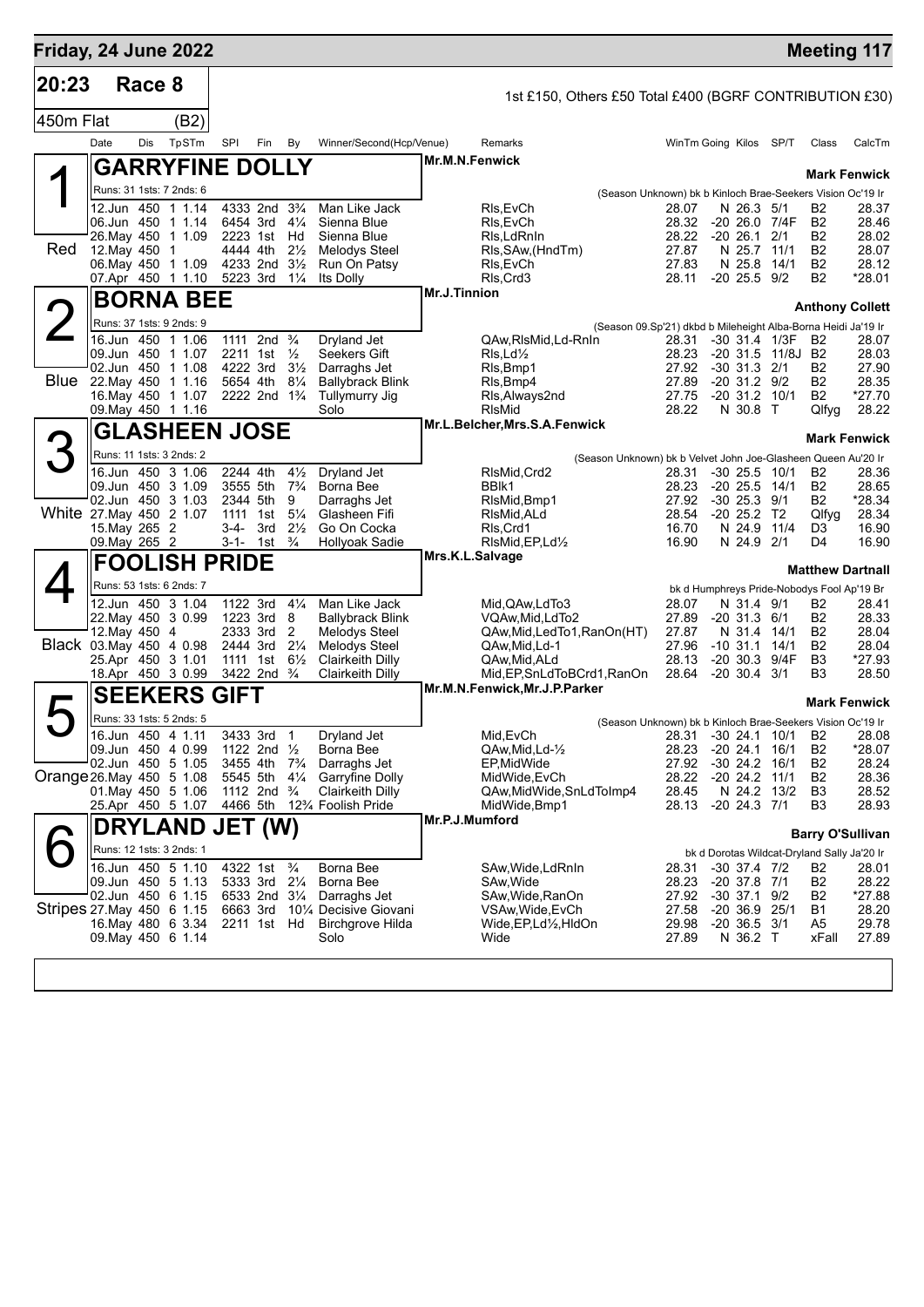**Friday, 24 June 2022** — **Meeting 117**

## 20:23 Race 8

1st £150, Others £50 Total £400 (BGRF CONTRIBUTION £30)

450m Flat (B2)

### 1 — Red — GARRYFINE DOLLY

Mr.M.N.Fenwick — **Mark Fenwick**

Runs: 31 1sts: 7 2nds: 6 — (Season Unknown) bk b Kinloch Brae-Seekers Vision Oc'19 Ir

| Date | Dis | TpSTm | SPI | Fin | By | Winner/Second(Hcp/Venue) | Remarks | WinTm | Going | Kilos | SP/T | Class | CalcTm |
|---|---|---|---|---|---|---|---|---|---|---|---|---|---|
| 12.Jun | 450 | 1 1.14 | 4333 | 2nd | 3¾ | Man Like Jack | Rls,EvCh | 28.07 | N | 26.3 | 5/1 | B2 | 28.37 |
| 06.Jun | 450 | 1 1.14 | 6454 | 3rd | 4¼ | Sienna Blue | Rls,EvCh | 28.32 | -20 | 26.0 | 7/4F | B2 | 28.46 |
| 26.May | 450 | 1 1.09 | 2223 | 1st | Hd | Sienna Blue | Rls,LdRnIn | 28.22 | -20 | 26.1 | 2/1 | B2 | 28.02 |
| 12.May | 450 | 1 | 4444 | 4th | 2½ | Melodys Steel | Rls,SAw,(HndTm) | 27.87 | N | 25.7 | 11/1 | B2 | 28.07 |
| 06.May | 450 | 1 1.09 | 4233 | 2nd | 3½ | Run On Patsy | Rls,EvCh | 27.83 | N | 25.8 | 14/1 | B2 | 28.12 |
| 07.Apr | 450 | 1 1.10 | 5223 | 3rd | 1¼ | Its Dolly | Rls,Crd3 | 28.11 | -20 | 25.5 | 9/2 | B2 | *28.01 |

### 2 — Blue — BORNA BEE

Mr.J.Tinnion — **Anthony Collett**

Runs: 37 1sts: 9 2nds: 9 — (Season 09.Sp'21) dkbd b Mileheight Alba-Borna Heidi Ja'19 Ir

| Date | Dis | TpSTm | SPI | Fin | By | Winner/Second(Hcp/Venue) | Remarks | WinTm | Going | Kilos | SP/T | Class | CalcTm |
|---|---|---|---|---|---|---|---|---|---|---|---|---|---|
| 16.Jun | 450 | 1 1.06 | 1111 | 2nd | ¾ | Dryland Jet | QAw,RlsMid,Ld-RnIn | 28.31 | -30 | 31.4 | 1/3F | B2 | 28.07 |
| 09.Jun | 450 | 1 1.07 | 2211 | 1st | ½ | Seekers Gift | Rls,Ld½ | 28.23 | -20 | 31.5 | 11/8J | B2 | 28.03 |
| 02.Jun | 450 | 1 1.08 | 4222 | 3rd | 3½ | Darraghs Jet | Rls,Bmp1 | 27.92 | -30 | 31.3 | 2/1 | B2 | 27.90 |
| 22.May | 450 | 1 1.16 | 5654 | 4th | 8¼ | Ballybrack Blink | Rls,Bmp4 | 27.89 | -20 | 31.2 | 9/2 | B2 | 28.35 |
| 16.May | 450 | 1 1.07 | 2222 | 2nd | 1¾ | Tullymurry Jig | Rls,Always2nd | 27.75 | -20 | 31.2 | 10/1 | B2 | *27.70 |
| 09.May | 450 | 1 1.16 | | | | Solo | RlsMid | 28.22 | N | 30.8 | T | Qlfyg | 28.22 |

### 3 — White — GLASHEEN JOSE

Mr.L.Belcher,Mrs.S.A.Fenwick — **Mark Fenwick**

Runs: 11 1sts: 3 2nds: 2 — (Season Unknown) bk b Velvet John Joe-Glasheen Queen Au'20 Ir

| Date | Dis | TpSTm | SPI | Fin | By | Winner/Second(Hcp/Venue) | Remarks | WinTm | Going | Kilos | SP/T | Class | CalcTm |
|---|---|---|---|---|---|---|---|---|---|---|---|---|---|
| 16.Jun | 450 | 3 1.06 | 2244 | 4th | 4½ | Dryland Jet | RlsMid,Crd2 | 28.31 | -30 | 25.5 | 10/1 | B2 | 28.36 |
| 09.Jun | 450 | 3 1.09 | 3555 | 5th | 7¾ | Borna Bee | BBlk1 | 28.23 | -20 | 25.5 | 14/1 | B2 | 28.65 |
| 02.Jun | 450 | 3 1.03 | 2344 | 5th | 9 | Darraghs Jet | RlsMid,Bmp1 | 27.92 | -30 | 25.3 | 9/1 | B2 | *28.34 |
| 27.May | 450 | 2 1.07 | 1111 | 1st | 5¼ | Glasheen Fifi | RlsMid,ALd | 28.54 | -20 | 25.2 | T2 | Qlfyg | 28.34 |
| 15.May | 265 | 2 | 3-4- | 3rd | 2½ | Go On Cocka | Rls,Crd1 | 16.70 | N | 24.9 | 11/4 | D3 | 16.90 |
| 09.May | 265 | 2 | 3-1- | 1st | ¾ | Hollyoak Sadie | RlsMid,EP,Ld½ | 16.90 | N | 24.9 | 2/1 | D4 | 16.90 |

### 4 — Black — FOOLISH PRIDE

Mrs.K.L.Salvage — **Matthew Dartnall**

Runs: 53 1sts: 6 2nds: 7 — bk d Humphreys Pride-Nobodys Fool Ap'19 Br

| Date | Dis | TpSTm | SPI | Fin | By | Winner/Second(Hcp/Venue) | Remarks | WinTm | Going | Kilos | SP/T | Class | CalcTm |
|---|---|---|---|---|---|---|---|---|---|---|---|---|---|
| 12.Jun | 450 | 3 1.04 | 1122 | 3rd | 4¼ | Man Like Jack | Mid,QAw,LdTo3 | 28.07 | N | 31.4 | 9/1 | B2 | 28.41 |
| 22.May | 450 | 3 0.99 | 1223 | 3rd | 8 | Ballybrack Blink | VQAw,Mid,LdTo2 | 27.89 | -20 | 31.3 | 6/1 | B2 | 28.33 |
| 12.May | 450 | 4 | 2333 | 3rd | 2 | Melodys Steel | QAw,Mid,LedTo1,RanOn(HT) | 27.87 | N | 31.4 | 14/1 | B2 | 28.04 |
| 03.May | 450 | 4 0.98 | 2444 | 3rd | 2¼ | Melodys Steel | QAw,Mid,Ld-1 | 27.96 | -10 | 31.1 | 14/1 | B2 | 28.04 |
| 25.Apr | 450 | 3 1.01 | 1111 | 1st | 6½ | Clairkeith Dilly | QAw,Mid,ALd | 28.13 | -20 | 30.3 | 9/4F | B3 | *27.93 |
| 18.Apr | 450 | 3 0.99 | 3422 | 2nd | ¾ | Clairkeith Dilly | Mid,EP,SnLdToBCrd1,RanOn | 28.64 | -20 | 30.4 | 3/1 | B3 | 28.50 |

### 5 — Orange — SEEKERS GIFT

Mr.M.N.Fenwick,Mr.J.P.Parker — **Mark Fenwick**

Runs: 33 1sts: 5 2nds: 5 — (Season Unknown) bk b Kinloch Brae-Seekers Vision Oc'19 Ir

| Date | Dis | TpSTm | SPI | Fin | By | Winner/Second(Hcp/Venue) | Remarks | WinTm | Going | Kilos | SP/T | Class | CalcTm |
|---|---|---|---|---|---|---|---|---|---|---|---|---|---|
| 16.Jun | 450 | 4 1.11 | 3433 | 3rd | 1 | Dryland Jet | Mid,EvCh | 28.31 | -30 | 24.1 | 10/1 | B2 | 28.08 |
| 09.Jun | 450 | 4 0.99 | 1122 | 2nd | ½ | Borna Bee | QAw,Mid,Ld-½ | 28.23 | -20 | 24.1 | 16/1 | B2 | *28.07 |
| 02.Jun | 450 | 5 1.05 | 3455 | 4th | 7¾ | Darraghs Jet | EP,MidWide | 27.92 | -30 | 24.2 | 16/1 | B2 | 28.24 |
| 26.May | 450 | 5 1.08 | 5545 | 5th | 4¼ | Garryfine Dolly | MidWide,EvCh | 28.22 | -20 | 24.2 | 11/1 | B2 | 28.36 |
| 01.May | 450 | 5 1.06 | 1112 | 2nd | ¾ | Clairkeith Dilly | QAw,MidWide,SnLdToImp4 | 28.45 | N | 24.2 | 13/2 | B3 | 28.52 |
| 25.Apr | 450 | 5 1.07 | 4466 | 5th | 12¾ | Foolish Pride | MidWide,Bmp1 | 28.13 | -20 | 24.3 | 7/1 | B3 | 28.93 |

### 6 — Stripes — DRYLAND JET (W)

Mr.P.J.Mumford — **Barry O'Sullivan**

Runs: 12 1sts: 3 2nds: 1 — bk d Dorotas Wildcat-Dryland Sally Ja'20 Ir

| Date | Dis | TpSTm | SPI | Fin | By | Winner/Second(Hcp/Venue) | Remarks | WinTm | Going | Kilos | SP/T | Class | CalcTm |
|---|---|---|---|---|---|---|---|---|---|---|---|---|---|
| 16.Jun | 450 | 5 1.10 | 4322 | 1st | ¾ | Borna Bee | SAw,Wide,LdRnIn | 28.31 | -30 | 37.4 | 7/2 | B2 | 28.01 |
| 09.Jun | 450 | 5 1.13 | 5333 | 3rd | 2¼ | Borna Bee | SAw,Wide | 28.23 | -20 | 37.8 | 7/1 | B2 | 28.22 |
| 02.Jun | 450 | 6 1.15 | 6533 | 2nd | 3¼ | Darraghs Jet | SAw,Wide,RanOn | 27.92 | -30 | 37.1 | 9/2 | B2 | *27.88 |
| 27.May | 450 | 6 1.15 | 6663 | 3rd | 10¼ | Decisive Giovani | VSAw,Wide,EvCh | 27.58 | -20 | 36.9 | 25/1 | B1 | 28.20 |
| 16.May | 480 | 6 3.34 | 2211 | 1st | Hd | Birchgrove Hilda | Wide,EP,Ld½,HldOn | 29.98 | -20 | 36.5 | 3/1 | A5 | 29.78 |
| 09.May | 450 | 6 1.14 | | | | Solo | Wide | 27.89 | N | 36.2 | T | xFall | 27.89 |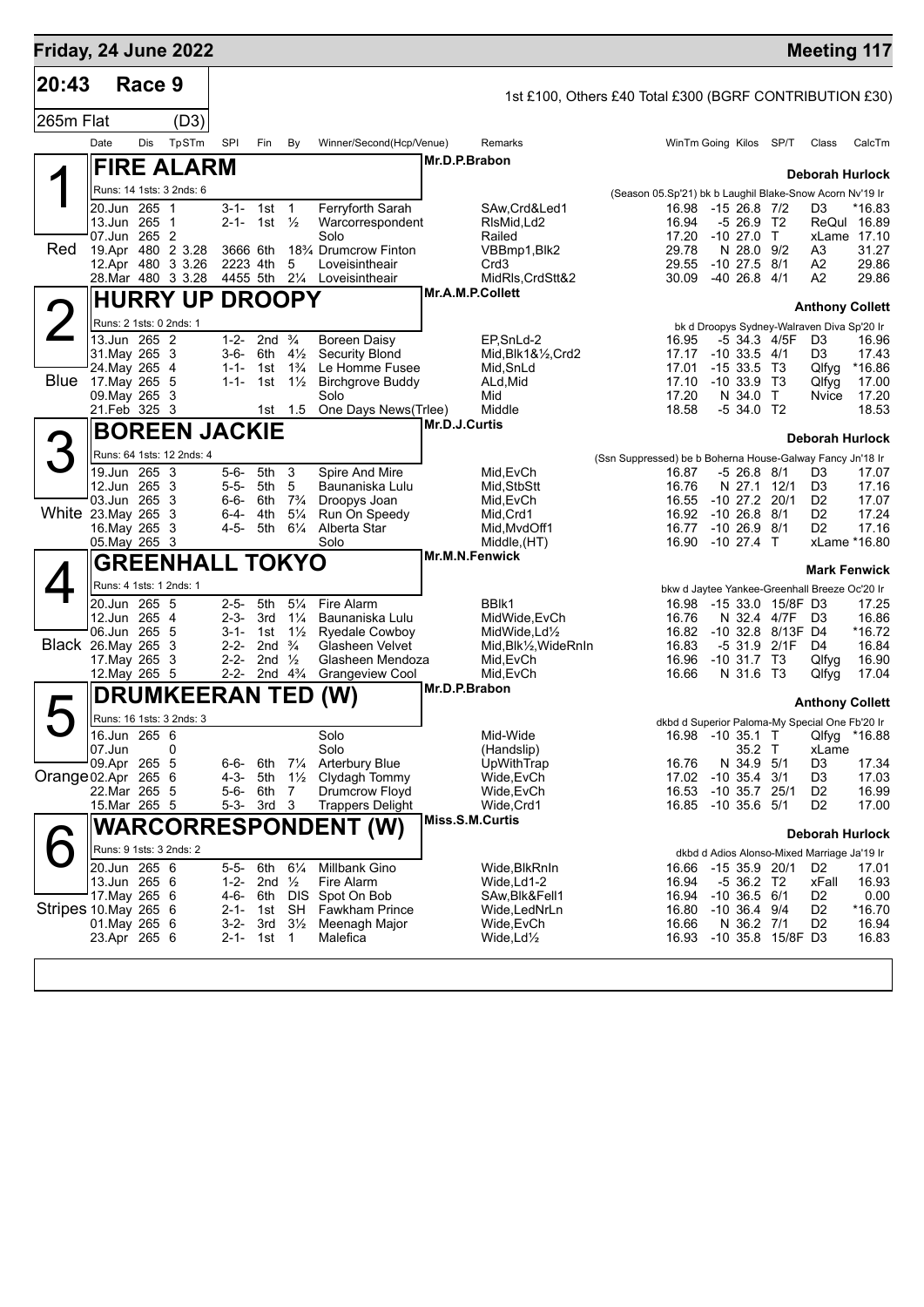## Friday, 24 June 2022

**Meeting 117**

**20:43** Race 9

1st £100, Others £40 Total £300 (BGRF CONTRIBUTION £30)

265m Flat (D3)

| Date | Dis | TpSTm | SPI | Fin | By | Winner/Second(Hcp/Venue) | Remarks | WinTm | Going | Kilos | SP/T | Class | CalcTm |
|---|---|---|---|---|---|---|---|---|---|---|---|---|---|

### 1 FIRE ALARM — Red

Mr.D.P.Brabon — **Deborah Hurlock**

Runs: 14 1sts: 3 2nds: 6

(Season 05.Sp'21) bk b Laughil Blake-Snow Acorn Nv'19 Ir

| Date | Dis | TpSTm | SPI | Fin | By | Winner/Second(Hcp/Venue) | Remarks | WinTm | Going | Kilos | SP/T | Class | CalcTm |
|---|---|---|---|---|---|---|---|---|---|---|---|---|---|
| 20.Jun | 265 | 1 | 3-1- | 1st | 1 | Ferryforth Sarah | SAw,Crd&Led1 | 16.98 | -15 | 26.8 | 7/2 | D3 | *16.83 |
| 13.Jun | 265 | 1 | 2-1- | 1st | ½ | Warcorrespondent | RlsMid,Ld2 | 16.94 | -5 | 26.9 | T2 | ReQul | 16.89 |
| 07.Jun | 265 | 2 | | | | Solo | Railed | 17.20 | -10 | 27.0 | T | xLame | 17.10 |
| 19.Apr | 480 | 2 3.28 | 3666 | 6th | 18¾ | Drumcrow Finton | VBBmp1,Blk2 | 29.78 | N | 28.0 | 9/2 | A3 | 31.27 |
| 12.Apr | 480 | 3 3.26 | 2223 | 4th | 5 | Loveisintheair | Crd3 | 29.55 | -10 | 27.5 | 8/1 | A2 | 29.86 |
| 28.Mar | 480 | 3 3.28 | 4455 | 5th | 2¼ | Loveisintheair | MidRls,CrdStt&2 | 30.09 | -40 | 26.8 | 4/1 | A2 | 29.86 |

### 2 HURRY UP DROOPY — Blue

Mr.A.M.P.Collett — **Anthony Collett**

Runs: 2 1sts: 0 2nds: 1

bk d Droopys Sydney-Walraven Diva Sp'20 Ir

| Date | Dis | TpSTm | SPI | Fin | By | Winner/Second(Hcp/Venue) | Remarks | WinTm | Going | Kilos | SP/T | Class | CalcTm |
|---|---|---|---|---|---|---|---|---|---|---|---|---|---|
| 13.Jun | 265 | 2 | 1-2- | 2nd | ¾ | Boreen Daisy | EP,SnLd-2 | 16.95 | -5 | 34.3 | 4/5F | D3 | 16.96 |
| 31.May | 265 | 3 | 3-6- | 6th | 4½ | Security Blond | Mid,Blk1&½,Crd2 | 17.17 | -10 | 33.5 | 4/1 | D3 | 17.43 |
| 24.May | 265 | 4 | 1-1- | 1st | 1¾ | Le Homme Fusee | Mid,SnLd | 17.01 | -15 | 33.5 | T3 | Qlfyg | *16.86 |
| 17.May | 265 | 5 | 1-1- | 1st | 1½ | Birchgrove Buddy | ALd,Mid | 17.10 | -10 | 33.9 | T3 | Qlfyg | 17.00 |
| 09.May | 265 | 3 | | | | Solo | Mid | 17.20 | N | 34.0 | T | Nvice | 17.20 |
| 21.Feb | 325 | 3 | | 1st | 1.5 | One Days News(Trlee) | Middle | 18.58 | -5 | 34.0 | T2 | | 18.53 |

### 3 BOREEN JACKIE — White

Mr.D.J.Curtis — **Deborah Hurlock**

Runs: 64 1sts: 12 2nds: 4

(Ssn Suppressed) be b Boherna House-Galway Fancy Jn'18 Ir

| Date | Dis | TpSTm | SPI | Fin | By | Winner/Second(Hcp/Venue) | Remarks | WinTm | Going | Kilos | SP/T | Class | CalcTm |
|---|---|---|---|---|---|---|---|---|---|---|---|---|---|
| 19.Jun | 265 | 3 | 5-6- | 5th | 3 | Spire And Mire | Mid,EvCh | 16.87 | -5 | 26.8 | 8/1 | D3 | 17.07 |
| 12.Jun | 265 | 3 | 5-5- | 5th | 5 | Baunaniska Lulu | Mid,StbStt | 16.76 | N | 27.1 | 12/1 | D3 | 17.16 |
| 03.Jun | 265 | 3 | 6-6- | 6th | 7¾ | Droopys Joan | Mid,EvCh | 16.55 | -10 | 27.2 | 20/1 | D2 | 17.07 |
| 23.May | 265 | 3 | 6-4- | 4th | 5¼ | Run On Speedy | Mid,Crd1 | 16.92 | -10 | 26.8 | 8/1 | D2 | 17.24 |
| 16.May | 265 | 3 | 4-5- | 5th | 6¼ | Alberta Star | Mid,MvdOff1 | 16.77 | -10 | 26.9 | 8/1 | D2 | 17.16 |
| 05.May | 265 | 3 | | | | Solo | Middle,(HT) | 16.90 | -10 | 27.4 | T | xLame | *16.80 |

### 4 GREENHALL TOKYO — Black

Mr.M.N.Fenwick — **Mark Fenwick**

Runs: 4 1sts: 1 2nds: 1

bkw d Jaytee Yankee-Greenhall Breeze Oc'20 Ir

| Date | Dis | TpSTm | SPI | Fin | By | Winner/Second(Hcp/Venue) | Remarks | WinTm | Going | Kilos | SP/T | Class | CalcTm |
|---|---|---|---|---|---|---|---|---|---|---|---|---|---|
| 20.Jun | 265 | 5 | 2-5- | 5th | 5¼ | Fire Alarm | BBlk1 | 16.98 | -15 | 33.0 | 15/8F | D3 | 17.25 |
| 12.Jun | 265 | 4 | 2-3- | 3rd | 1¼ | Baunaniska Lulu | MidWide,EvCh | 16.76 | N | 32.4 | 4/7F | D3 | 16.86 |
| 06.Jun | 265 | 5 | 3-1- | 1st | 1½ | Ryedale Cowboy | MidWide,Ld½ | 16.82 | -10 | 32.8 | 8/13F | D4 | *16.72 |
| 26.May | 265 | 3 | 2-2- | 2nd | ¾ | Glasheen Velvet | Mid,Blk½,WideRnIn | 16.83 | -5 | 31.9 | 2/1F | D4 | 16.84 |
| 17.May | 265 | 3 | 2-2- | 2nd | ½ | Glasheen Mendoza | Mid,EvCh | 16.96 | -10 | 31.7 | T3 | Qlfyg | 16.90 |
| 12.May | 265 | 5 | 2-2- | 2nd | 4¾ | Grangeview Cool | Mid,EvCh | 16.66 | N | 31.6 | T3 | Qlfyg | 17.04 |

### 5 DRUMKEERAN TED (W) — Orange

Mr.D.P.Brabon — **Anthony Collett**

Runs: 16 1sts: 3 2nds: 3

dkbd d Superior Paloma-My Special One Fb'20 Ir

| Date | Dis | TpSTm | SPI | Fin | By | Winner/Second(Hcp/Venue) | Remarks | WinTm | Going | Kilos | SP/T | Class | CalcTm |
|---|---|---|---|---|---|---|---|---|---|---|---|---|---|
| 16.Jun | 265 | 6 | | | | Solo | Mid-Wide | 16.98 | -10 | 35.1 | T | Qlfyg | *16.88 |
| 07.Jun | | 0 | | | | Solo | (Handslip) | | | 35.2 | T | xLame | |
| 09.Apr | 265 | 5 | 6-6- | 6th | 7¼ | Arterbury Blue | UpWithTrap | 16.76 | N | 34.9 | 5/1 | D3 | 17.34 |
| 02.Apr | 265 | 6 | 4-3- | 5th | 1½ | Clydagh Tommy | Wide,EvCh | 17.02 | -10 | 35.4 | 3/1 | D3 | 17.03 |
| 22.Mar | 265 | 5 | 5-6- | 6th | 7 | Drumcrow Floyd | Wide,EvCh | 16.53 | -10 | 35.7 | 25/1 | D2 | 16.99 |
| 15.Mar | 265 | 5 | 5-3- | 3rd | 3 | Trappers Delight | Wide,Crd1 | 16.85 | -10 | 35.6 | 5/1 | D2 | 17.00 |

### 6 WARCORRESPONDENT (W) — Stripes

Miss.S.M.Curtis — **Deborah Hurlock**

Runs: 9 1sts: 3 2nds: 2

dkbd d Adios Alonso-Mixed Marriage Ja'19 Ir

| Date | Dis | TpSTm | SPI | Fin | By | Winner/Second(Hcp/Venue) | Remarks | WinTm | Going | Kilos | SP/T | Class | CalcTm |
|---|---|---|---|---|---|---|---|---|---|---|---|---|---|
| 20.Jun | 265 | 6 | 5-5- | 6th | 6¼ | Millbank Gino | Wide,BlkRnIn | 16.66 | -15 | 35.9 | 20/1 | D2 | 17.01 |
| 13.Jun | 265 | 6 | 1-2- | 2nd | ½ | Fire Alarm | Wide,Ld1-2 | 16.94 | -5 | 36.2 | T2 | xFall | 16.93 |
| 17.May | 265 | 6 | 4-6- | 6th | DIS | Spot On Bob | SAw,Blk&Fell1 | 16.94 | -10 | 36.5 | 6/1 | D2 | 0.00 |
| 10.May | 265 | 6 | 2-1- | 1st | SH | Fawkham Prince | Wide,LedNrLn | 16.80 | -10 | 36.4 | 9/4 | D2 | *16.70 |
| 01.May | 265 | 6 | 3-2- | 3rd | 3½ | Meenagh Major | Wide,EvCh | 16.66 | N | 36.2 | 7/1 | D2 | 16.94 |
| 23.Apr | 265 | 6 | 2-1- | 1st | 1 | Malefica | Wide,Ld½ | 16.93 | -10 | 35.8 | 15/8F | D3 | 16.83 |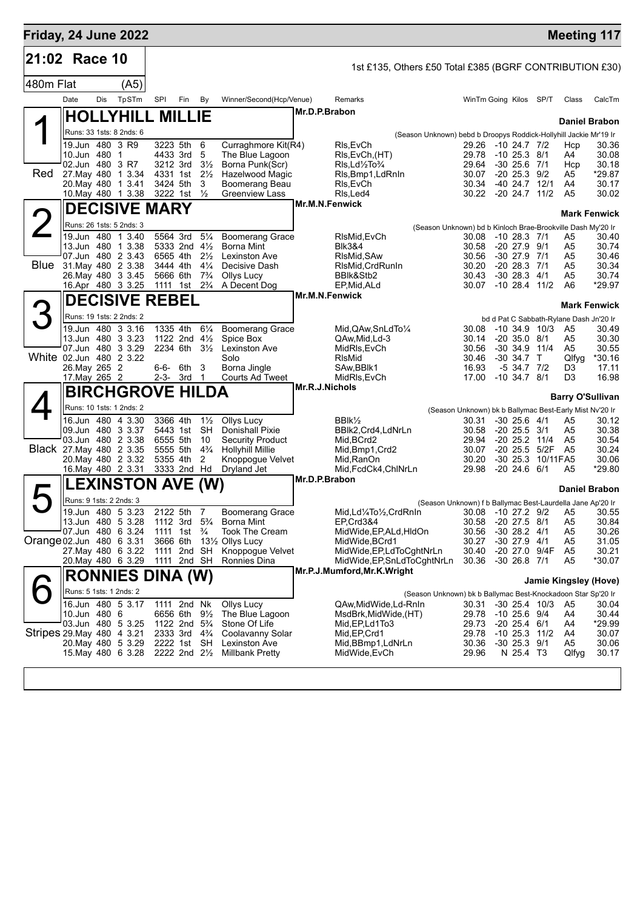# Friday, 24 June 2022 — Meeting 117

## 21:02 Race 10

1st £135, Others £50 Total £385 (BGRF CONTRIBUTION £30)

480m Flat (A5)

| Date | Dis | TpSTm | SPI | Fin | By | Winner/Second(Hcp/Venue) | Remarks | WinTm | Going | Kilos | SP/T | Class | CalcTm |
|---|---|---|---|---|---|---|---|---|---|---|---|---|---|

### 1 Red — HOLLYHILL MILLIE
Mr.D.P.Brabon — Daniel Brabon

Runs: 33 1sts: 8 2nds: 6 — (Season Unknown) bebd b Droopys Roddick-Hollyhill Jackie Mr'19 Ir

| Date | Dis | TpSTm | SPI | Fin | By | Winner/Second(Hcp/Venue) | Remarks | WinTm | Going | Kilos | SP/T | Class | CalcTm |
|---|---|---|---|---|---|---|---|---|---|---|---|---|---|
| 19.Jun | 480 | 3 R9 | 3223 | 5th | 6 | Curraghmore Kit(R4) | Rls,EvCh | 29.26 | -10 | 24.7 | 7/2 | Hcp | 30.36 |
| 10.Jun | 480 | 1 | 4433 | 3rd | 5 | The Blue Lagoon | Rls,EvCh,(HT) | 29.78 | -10 | 25.3 | 8/1 | A4 | 30.08 |
| 02.Jun | 480 | 3 R7 | 3212 | 3rd | 3½ | Borna Punk(Scr) | Rls,Ld½To¾ | 29.64 | -30 | 25.6 | 7/1 | Hcp | 30.18 |
| 27.May | 480 | 1 3.34 | 4331 | 1st | 2½ | Hazelwood Magic | Rls,Bmp1,LdRnIn | 30.07 | -20 | 25.3 | 9/2 | A5 | *29.87 |
| 20.May | 480 | 1 3.41 | 3424 | 5th | 3 | Boomerang Beau | Rls,EvCh | 30.34 | -40 | 24.7 | 12/1 | A4 | 30.17 |
| 10.May | 480 | 1 3.38 | 3222 | 1st | ½ | Greenview Lass | Rls,Led4 | 30.22 | -20 | 24.7 | 11/2 | A5 | 30.02 |

### 2 Blue — DECISIVE MARY
Mr.M.N.Fenwick — Mark Fenwick

Runs: 26 1sts: 5 2nds: 3 — (Season Unknown) bd b Kinloch Brae-Brookville Dash My'20 Ir

| Date | Dis | TpSTm | SPI | Fin | By | Winner/Second(Hcp/Venue) | Remarks | WinTm | Going | Kilos | SP/T | Class | CalcTm |
|---|---|---|---|---|---|---|---|---|---|---|---|---|---|
| 19.Jun | 480 | 1 3.40 | 5564 | 3rd | 5¼ | Boomerang Grace | RlsMid,EvCh | 30.08 | -10 | 28.3 | 7/1 | A5 | 30.40 |
| 13.Jun | 480 | 1 3.38 | 5333 | 2nd | 4½ | Borna Mint | Blk3&4 | 30.58 | -20 | 27.9 | 9/1 | A5 | 30.74 |
| 07.Jun | 480 | 2 3.43 | 6565 | 4th | 2½ | Lexinston Ave | RlsMid,SAw | 30.56 | -30 | 27.9 | 7/1 | A5 | 30.46 |
| 31.May | 480 | 2 3.38 | 3444 | 4th | 4¼ | Decisive Dash | RlsMid,CrdRunIn | 30.20 | -20 | 28.3 | 7/1 | A5 | 30.34 |
| 26.May | 480 | 3 3.45 | 5666 | 6th | 7¾ | Ollys Lucy | BBlk&Stb2 | 30.43 | -30 | 28.3 | 4/1 | A5 | 30.74 |
| 16.Apr | 480 | 3 3.25 | 1111 | 1st | 2¾ | A Decent Dog | EP,Mid,ALd | 30.07 | -10 | 28.4 | 11/2 | A6 | *29.97 |

### 3 White — DECISIVE REBEL
Mr.M.N.Fenwick — Mark Fenwick

Runs: 19 1sts: 2 2nds: 2 — bd d Pat C Sabbath-Rylane Dash Jn'20 Ir

| Date | Dis | TpSTm | SPI | Fin | By | Winner/Second(Hcp/Venue) | Remarks | WinTm | Going | Kilos | SP/T | Class | CalcTm |
|---|---|---|---|---|---|---|---|---|---|---|---|---|---|
| 19.Jun | 480 | 3 3.16 | 1335 | 4th | 6¼ | Boomerang Grace | Mid,QAw,SnLdTo¼ | 30.08 | -10 | 34.9 | 10/3 | A5 | 30.49 |
| 13.Jun | 480 | 3 3.23 | 1122 | 2nd | 4½ | Spice Box | QAw,Mid,Ld-3 | 30.14 | -20 | 35.0 | 8/1 | A5 | 30.30 |
| 07.Jun | 480 | 3 3.29 | 2234 | 6th | 3½ | Lexinston Ave | MidRls,EvCh | 30.56 | -30 | 34.9 | 11/4 | A5 | 30.55 |
| 02.Jun | 480 | 2 3.22 | | | | Solo | RlsMid | 30.46 | -30 | 34.7 | T | Qlfyg | *30.16 |
| 26.May | 265 | 2 | 6-6- | 6th | 3 | Borna Jingle | SAw,BBlk1 | 16.93 | -5 | 34.7 | 7/2 | D3 | 17.11 |
| 17.May | 265 | 2 | 2-3- | 3rd | 1 | Courts Ad Tweet | MidRls,EvCh | 17.00 | -10 | 34.7 | 8/1 | D3 | 16.98 |

### 4 Black — BIRCHGROVE HILDA
Mr.R.J.Nichols — Barry O'Sullivan

Runs: 10 1sts: 1 2nds: 2 — (Season Unknown) bk b Ballymac Best-Early Mist Nv'20 Ir

| Date | Dis | TpSTm | SPI | Fin | By | Winner/Second(Hcp/Venue) | Remarks | WinTm | Going | Kilos | SP/T | Class | CalcTm |
|---|---|---|---|---|---|---|---|---|---|---|---|---|---|
| 16.Jun | 480 | 4 3.30 | 3366 | 4th | 1½ | Ollys Lucy | BBlk½ | 30.31 | -30 | 25.6 | 4/1 | A5 | 30.12 |
| 09.Jun | 480 | 3 3.37 | 5443 | 1st | SH | Donishall Pixie | BBlk2,Crd4,LdNrLn | 30.58 | -20 | 25.5 | 3/1 | A5 | 30.38 |
| 03.Jun | 480 | 2 3.38 | 6555 | 5th | 10 | Security Product | Mid,BCrd2 | 29.94 | -20 | 25.2 | 11/4 | A5 | 30.54 |
| 27.May | 480 | 2 3.35 | 5555 | 5th | 4¾ | Hollyhill Millie | Mid,Bmp1,Crd2 | 30.07 | -20 | 25.5 | 5/2F | A5 | 30.24 |
| 20.May | 480 | 2 3.32 | 5355 | 4th | 2 | Knoppogue Velvet | Mid,RanOn | 30.20 | -30 | 25.3 | 10/11F | A5 | 30.06 |
| 16.May | 480 | 2 3.31 | 3333 | 2nd | Hd | Dryland Jet | Mid,FcdCk4,ChlNrLn | 29.98 | -20 | 24.6 | 6/1 | A5 | *29.80 |

### 5 Orange — LEXINSTON AVE (W)
Mr.D.P.Brabon — Daniel Brabon

Runs: 9 1sts: 2 2nds: 3 — (Season Unknown) f b Ballymac Best-Laurdella Jane Ap'20 Ir

| Date | Dis | TpSTm | SPI | Fin | By | Winner/Second(Hcp/Venue) | Remarks | WinTm | Going | Kilos | SP/T | Class | CalcTm |
|---|---|---|---|---|---|---|---|---|---|---|---|---|---|
| 19.Jun | 480 | 5 3.23 | 2122 | 5th | 7 | Boomerang Grace | Mid,Ld¼To½,CrdRnIn | 30.08 | -10 | 27.2 | 9/2 | A5 | 30.55 |
| 13.Jun | 480 | 5 3.28 | 1112 | 3rd | 5¾ | Borna Mint | EP,Crd3&4 | 30.58 | -20 | 27.5 | 8/1 | A5 | 30.84 |
| 07.Jun | 480 | 6 3.24 | 1111 | 1st | ¾ | Took The Cream | MidWide,EP,ALd,HldOn | 30.56 | -30 | 28.2 | 4/1 | A5 | 30.26 |
| 02.Jun | 480 | 6 3.31 | 3666 | 6th | 13½ | Ollys Lucy | MidWide,BCrd1 | 30.27 | -30 | 27.9 | 4/1 | A5 | 31.05 |
| 27.May | 480 | 6 3.22 | 1111 | 2nd | SH | Knoppogue Velvet | MidWide,EP,LdToCghtNrLn | 30.40 | -20 | 27.0 | 9/4F | A5 | 30.21 |
| 20.May | 480 | 6 3.29 | 1111 | 2nd | SH | Ronnies Dina | MidWide,EP,SnLdToCghtNrLn | 30.36 | -30 | 26.8 | 7/1 | A5 | *30.07 |

### 6 Stripes — RONNIES DINA (W)
Mr.P.J.Mumford,Mr.K.Wright — Jamie Kingsley (Hove)

Runs: 5 1sts: 1 2nds: 2 — (Season Unknown) bk b Ballymac Best-Knockadoon Star Sp'20 Ir

| Date | Dis | TpSTm | SPI | Fin | By | Winner/Second(Hcp/Venue) | Remarks | WinTm | Going | Kilos | SP/T | Class | CalcTm |
|---|---|---|---|---|---|---|---|---|---|---|---|---|---|
| 16.Jun | 480 | 5 3.17 | 1111 | 2nd | Nk | Ollys Lucy | QAw,MidWide,Ld-RnIn | 30.31 | -30 | 25.4 | 10/3 | A5 | 30.04 |
| 10.Jun | 480 | 6 | 6656 | 6th | 9½ | The Blue Lagoon | MsdBrk,MidWide,(HT) | 29.78 | -10 | 25.6 | 9/4 | A4 | 30.44 |
| 03.Jun | 480 | 5 3.25 | 1122 | 2nd | 5¾ | Stone Of Life | Mid,EP,Ld1To3 | 29.73 | -20 | 25.4 | 6/1 | A4 | *29.99 |
| 29.May | 480 | 4 3.21 | 2333 | 3rd | 4¾ | Coolavanny Solar | Mid,EP,Crd1 | 29.78 | -10 | 25.3 | 11/2 | A4 | 30.07 |
| 20.May | 480 | 5 3.29 | 2222 | 1st | SH | Lexinston Ave | Mid,BBmp1,LdNrLn | 30.36 | -30 | 25.3 | 9/1 | A5 | 30.06 |
| 15.May | 480 | 6 3.28 | 2222 | 2nd | 2½ | Millbank Pretty | MidWide,EvCh | 29.96 | N | 25.4 | T3 | Qlfyg | 30.17 |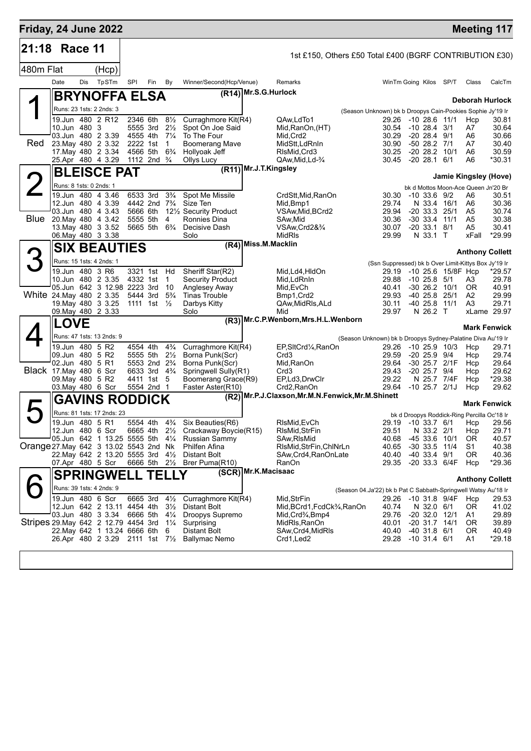## Friday, 24 June 2022

## Meeting 117

### 21:18 Race 11

1st £150, Others £50 Total £400 (BGRF CONTRIBUTION £30)

480m Flat (Hcp)

| Date | Dis | TpSTm | SPI | Fin | By | Winner/Second(Hcp/Venue) | Remarks | WinTm | Going | Kilos | SP/T | Class | CalcTm |
|---|---|---|---|---|---|---|---|---|---|---|---|---|---|

### 1 Red — BRYNOFFA ELSA (R14) Mr.S.G.Hurlock — Deborah Hurlock

Runs: 23 1sts: 2 2nds: 3 — (Season Unknown) bk b Droopys Cain-Pookies Sophie Jy'19 Ir

| Date | Dis | TpSTm | SPI | Fin | By | Winner/Second(Hcp/Venue) | Remarks | WinTm | Going | Kilos | SP/T | Class | CalcTm |
|---|---|---|---|---|---|---|---|---|---|---|---|---|---|
| 19.Jun | 480 | 2 R12 | 2346 | 6th | 8½ | Curraghmore Kit(R4) | QAw,LdTo1 | 29.26 | -10 | 28.6 | 11/1 | Hcp | 30.81 |
| 10.Jun | 480 | 3 | 5555 | 3rd | 2½ | Spot On Joe Said | Mid,RanOn,(HT) | 30.54 | -10 | 28.4 | 3/1 | A7 | 30.64 |
| 03.Jun | 480 | 2 3.39 | 4555 | 4th | 7¼ | To The Four | Mid,Crd2 | 30.29 | -20 | 28.4 | 9/1 | A6 | 30.66 |
| 23.May | 480 | 2 3.32 | 2222 | 1st | 1 | Boomerang Mave | MidStt,LdRnIn | 30.90 | -50 | 28.2 | 7/1 | A7 | 30.40 |
| 17.May | 480 | 2 3.34 | 4566 | 5th | 6¾ | Hollyoak Jeff | RlsMid,Crd3 | 30.25 | -20 | 28.2 | 10/1 | A6 | 30.59 |
| 25.Apr | 480 | 4 3.29 | 1112 | 2nd | ¾ | Ollys Lucy | QAw,Mid,Ld-¾ | 30.45 | -20 | 28.1 | 6/1 | A6 | *30.31 |

### 2 Blue — BLEISCE PAT (R11) Mr.J.T.Kingsley — Jamie Kingsley (Hove)

Runs: 8 1sts: 0 2nds: 1 — bk d Mottos Moon-Ace Queen Jn'20 Br

| Date | Dis | TpSTm | SPI | Fin | By | Winner/Second(Hcp/Venue) | Remarks | WinTm | Going | Kilos | SP/T | Class | CalcTm |
|---|---|---|---|---|---|---|---|---|---|---|---|---|---|
| 19.Jun | 480 | 4 3.46 | 6533 | 3rd | 3¾ | Spot Me Missile | CrdStt,Mid,RanOn | 30.30 | -10 | 33.6 | 9/2 | A6 | 30.51 |
| 12.Jun | 480 | 4 3.39 | 4442 | 2nd | 7¾ | Size Ten | Mid,Bmp1 | 29.74 | N | 33.4 | 16/1 | A6 | 30.36 |
| 03.Jun | 480 | 4 3.43 | 5666 | 6th | 12½ | Security Product | VSAw,Mid,BCrd2 | 29.94 | -20 | 33.3 | 25/1 | A5 | 30.74 |
| 20.May | 480 | 4 3.42 | 5555 | 5th | 4 | Ronnies Dina | SAw,Mid | 30.36 | -30 | 33.4 | 11/1 | A5 | 30.38 |
| 13.May | 480 | 3 3.52 | 5665 | 5th | 6¾ | Decisive Dash | VSAw,Crd2&¾ | 30.07 | -20 | 33.1 | 8/1 | A5 | 30.41 |
| 06.May | 480 | 3 3.38 | | | | Solo | MidRls | 29.99 | N | 33.1 | T | xFall | *29.99 |

### 3 White — SIX BEAUTIES (R4) Miss.M.Macklin — Anthony Collett

Runs: 15 1sts: 4 2nds: 1 — (Ssn Suppressed) bk b Over Limit-Kittys Box Jy'19 Ir

| Date | Dis | TpSTm | SPI | Fin | By | Winner/Second(Hcp/Venue) | Remarks | WinTm | Going | Kilos | SP/T | Class | CalcTm |
|---|---|---|---|---|---|---|---|---|---|---|---|---|---|
| 19.Jun | 480 | 3 R6 | 3321 | 1st | Hd | Sheriff Star(R2) | Mid,Ld4,HldOn | 29.19 | -10 | 25.6 | 15/8F | Hcp | *29.57 |
| 10.Jun | 480 | 2 3.35 | 4332 | 1st | 1 | Security Product | Mid,LdRnIn | 29.88 | -10 | 25.8 | 5/1 | A3 | 29.78 |
| 05.Jun | 642 | 3 12.98 | 2223 | 3rd | 10 | Anglesey Away | Mid,EvCh | 40.41 | -30 | 26.2 | 10/1 | OR | 40.91 |
| 24.May | 480 | 2 3.35 | 5444 | 3rd | 5¾ | Tinas Trouble | Bmp1,Crd2 | 29.93 | -40 | 25.8 | 25/1 | A2 | 29.99 |
| 19.May | 480 | 3 3.25 | 1111 | 1st | ½ | Darbys Kitty | QAw,MidRls,ALd | 30.11 | -40 | 25.8 | 11/1 | A3 | 29.71 |
| 09.May | 480 | 2 3.33 | | | | Solo | Mid | 29.97 | N | 26.2 | T | xLame | 29.97 |

### 4 Black — LOVE (R3) Mr.C.P.Wenborn,Mrs.H.L.Wenborn — Mark Fenwick

Runs: 47 1sts: 13 2nds: 9 — (Season Unknown) bk b Droopys Sydney-Palatine Diva Au'19 Ir

| Date | Dis | TpSTm | SPI | Fin | By | Winner/Second(Hcp/Venue) | Remarks | WinTm | Going | Kilos | SP/T | Class | CalcTm |
|---|---|---|---|---|---|---|---|---|---|---|---|---|---|
| 19.Jun | 480 | 5 R2 | 4554 | 4th | 4¾ | Curraghmore Kit(R4) | EP,SltCrd¼,RanOn | 29.26 | -10 | 25.9 | 10/3 | Hcp | 29.71 |
| 09.Jun | 480 | 5 R2 | 5555 | 5th | 2½ | Borna Punk(Scr) | Crd3 | 29.59 | -20 | 25.9 | 9/4 | Hcp | 29.74 |
| 02.Jun | 480 | 5 R1 | 5553 | 2nd | 2¾ | Borna Punk(Scr) | Mid,RanOn | 29.64 | -30 | 25.7 | 2/1F | Hcp | 29.64 |
| 17.May | 480 | 6 Scr | 6633 | 3rd | 4¾ | Springwell Sully(R1) | Crd3 | 29.43 | -20 | 25.7 | 9/4 | Hcp | 29.62 |
| 09.May | 480 | 5 R2 | 4411 | 1st | 5 | Boomerang Grace(R9) | EP,Ld3,DrwClr | 29.22 | N | 25.7 | 7/4F | Hcp | *29.38 |
| 03.May | 480 | 6 Scr | 5554 | 2nd | 1 | Faster Aster(R10) | Crd2,RanOn | 29.64 | -10 | 25.7 | 2/1J | Hcp | 29.62 |

### 5 Orange — GAVINS RODDICK (R2) Mr.P.J.Claxson,Mr.M.N.Fenwick,Mr.M.Shinett — Mark Fenwick

Runs: 81 1sts: 17 2nds: 23 — bk d Droopys Roddick-Ring Percilla Oc'18 Ir

| Date | Dis | TpSTm | SPI | Fin | By | Winner/Second(Hcp/Venue) | Remarks | WinTm | Going | Kilos | SP/T | Class | CalcTm |
|---|---|---|---|---|---|---|---|---|---|---|---|---|---|
| 19.Jun | 480 | 5 R1 | 5554 | 4th | 4¾ | Six Beauties(R6) | RlsMid,EvCh | 29.19 | -10 | 33.7 | 6/1 | Hcp | 29.56 |
| 12.Jun | 480 | 6 Scr | 6665 | 4th | 2½ | Crackaway Boycie(R15) | RlsMid,StrFin | 29.51 | N | 33.2 | 2/1 | Hcp | 29.71 |
| 05.Jun | 642 | 1 13.25 | 5555 | 5th | 4¼ | Russian Sammy | SAw,RlsMid | 40.68 | -45 | 33.6 | 10/1 | OR | 40.57 |
| 27.May | 642 | 3 13.02 | 5543 | 2nd | Nk | Philfen Afina | RlsMid,StrFin,ChlNrLn | 40.65 | -30 | 33.5 | 11/4 | S1 | 40.38 |
| 22.May | 642 | 2 13.20 | 5555 | 3rd | 4½ | Distant Bolt | SAw,Crd4,RanOnLate | 40.40 | -40 | 33.4 | 9/1 | OR | 40.36 |
| 07.Apr | 480 | 5 Scr | 6666 | 5th | 2½ | Brer Puma(R10) | RanOn | 29.35 | -20 | 33.3 | 6/4F | Hcp | *29.36 |

### 6 Stripes — SPRINGWELL TELLY (SCR) Mr.K.Macisaac — Anthony Collett

Runs: 39 1sts: 4 2nds: 9 — (Season 04.Ja'22) bk b Pat C Sabbath-Springwell Watsy Au'18 Ir

| Date | Dis | TpSTm | SPI | Fin | By | Winner/Second(Hcp/Venue) | Remarks | WinTm | Going | Kilos | SP/T | Class | CalcTm |
|---|---|---|---|---|---|---|---|---|---|---|---|---|---|
| 19.Jun | 480 | 6 Scr | 6665 | 3rd | 4½ | Curraghmore Kit(R4) | Mid,StrFin | 29.26 | -10 | 31.8 | 9/4F | Hcp | 29.53 |
| 12.Jun | 642 | 2 13.11 | 4454 | 4th | 3½ | Distant Bolt | Mid,BCrd1,FcdCk¾,RanOn | 40.74 | N | 32.0 | 6/1 | OR | 41.02 |
| 03.Jun | 480 | 3 3.34 | 6666 | 5th | 4¼ | Droopys Supremo | Mid,Crd¾,Bmp4 | 29.76 | -20 | 32.0 | 12/1 | A1 | 29.89 |
| 29.May | 642 | 2 12.79 | 4454 | 3rd | 1¼ | Surprising | MidRls,RanOn | 40.01 | -20 | 31.7 | 14/1 | OR | 39.89 |
| 22.May | 642 | 1 13.24 | 6666 | 6th | 6 | Distant Bolt | SAw,Crd4,MidRls | 40.40 | -40 | 31.8 | 6/1 | OR | 40.49 |
| 26.Apr | 480 | 2 3.29 | 2111 | 1st | 7½ | Ballymac Nemo | Crd1,Led2 | 29.28 | -10 | 31.4 | 6/1 | A1 | *29.18 |